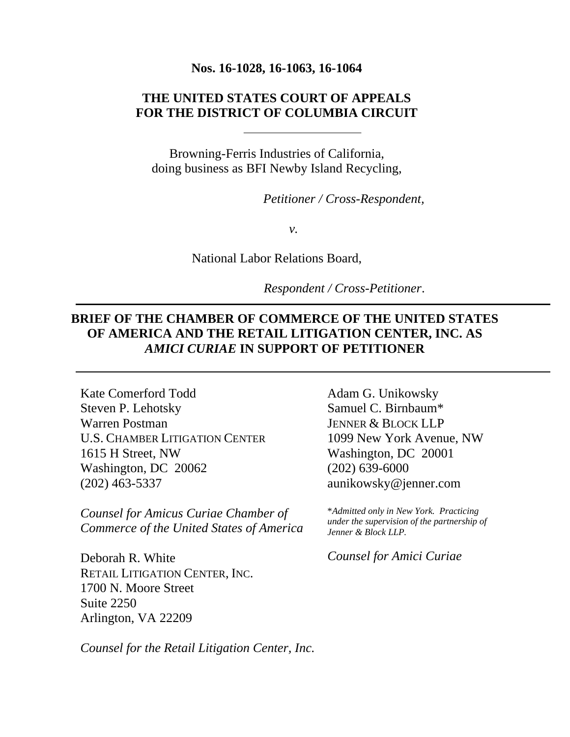**Nos. 16-1028, 16-1063, 16-1064**

**THE UNITED STATES COURT OF APPEALS**
**FOR THE DISTRICT OF COLUMBIA CIRCUIT**

---

Browning-Ferris Industries of California,
doing business as BFI Newby Island Recycling,

*Petitioner / Cross-Respondent,*

*v.*

National Labor Relations Board,

*Respondent / Cross-Petitioner*.

---

**BRIEF OF THE CHAMBER OF COMMERCE OF THE UNITED STATES OF AMERICA AND THE RETAIL LITIGATION CENTER, INC. AS *AMICI CURIAE* IN SUPPORT OF PETITIONER**

---

Kate Comerford Todd
Steven P. Lehotsky
Warren Postman
U.S. CHAMBER LITIGATION CENTER
1615 H Street, NW
Washington, DC 20062
(202) 463-5337

*Counsel for Amicus Curiae Chamber of Commerce of the United States of America*

Deborah R. White
RETAIL LITIGATION CENTER, INC.
1700 N. Moore Street
Suite 2250
Arlington, VA 22209

*Counsel for the Retail Litigation Center, Inc.*

Adam G. Unikowsky
Samuel C. Birnbaum*
JENNER & BLOCK LLP
1099 New York Avenue, NW
Washington, DC 20001
(202) 639-6000
aunikowsky@jenner.com

*\*Admitted only in New York. Practicing under the supervision of the partnership of Jenner & Block LLP.*

*Counsel for Amici Curiae*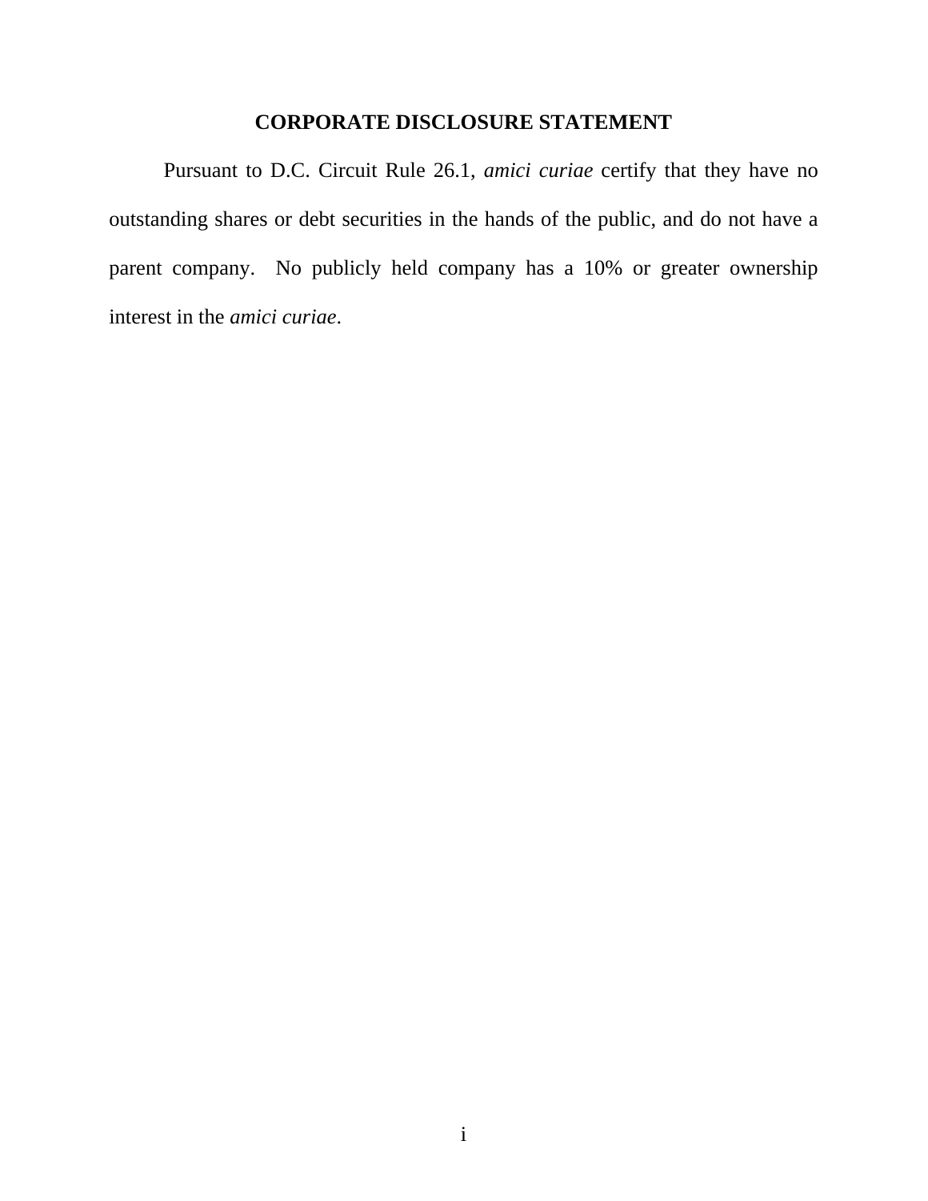# CORPORATE DISCLOSURE STATEMENT

Pursuant to D.C. Circuit Rule 26.1, *amici curiae* certify that they have no outstanding shares or debt securities in the hands of the public, and do not have a parent company. No publicly held company has a 10% or greater ownership interest in the *amici curiae*.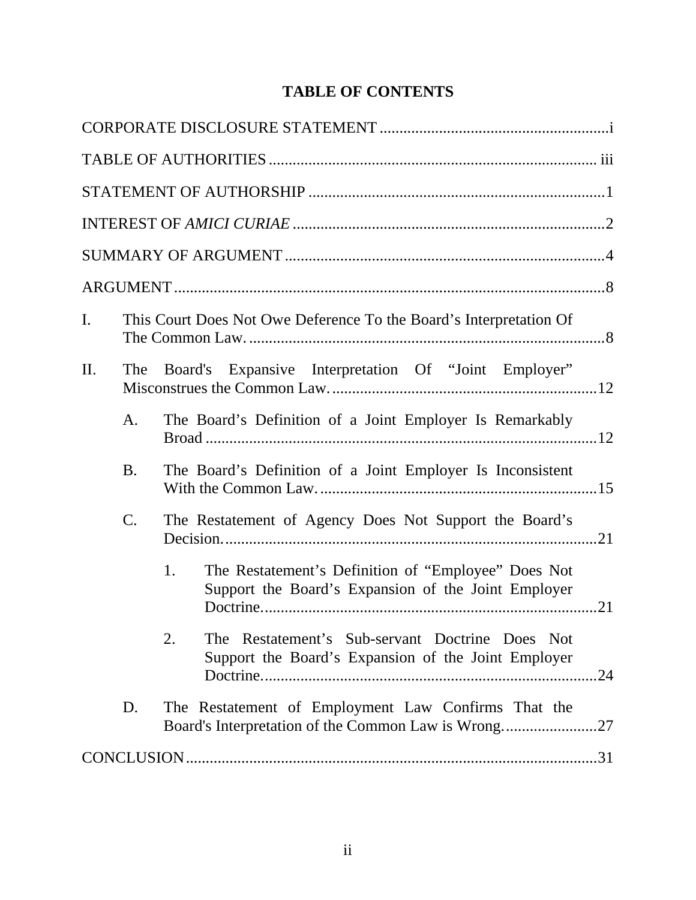# TABLE OF CONTENTS

CORPORATE DISCLOSURE STATEMENT ..........i

TABLE OF AUTHORITIES .......... iii

STATEMENT OF AUTHORSHIP .......... 1

INTEREST OF *AMICI CURIAE* .......... 2

SUMMARY OF ARGUMENT .......... 4

ARGUMENT .......... 8

I. This Court Does Not Owe Deference To the Board's Interpretation Of The Common Law. .......... 8

II. The Board's Expansive Interpretation Of "Joint Employer" Misconstrues the Common Law. .......... 12

   A. The Board's Definition of a Joint Employer Is Remarkably Broad .......... 12

   B. The Board's Definition of a Joint Employer Is Inconsistent With the Common Law. .......... 15

   C. The Restatement of Agency Does Not Support the Board's Decision. .......... 21

      1. The Restatement's Definition of "Employee" Does Not Support the Board's Expansion of the Joint Employer Doctrine. .......... 21

      2. The Restatement's Sub-servant Doctrine Does Not Support the Board's Expansion of the Joint Employer Doctrine. .......... 24

   D. The Restatement of Employment Law Confirms That the Board's Interpretation of the Common Law is Wrong. .......... 27

CONCLUSION .......... 31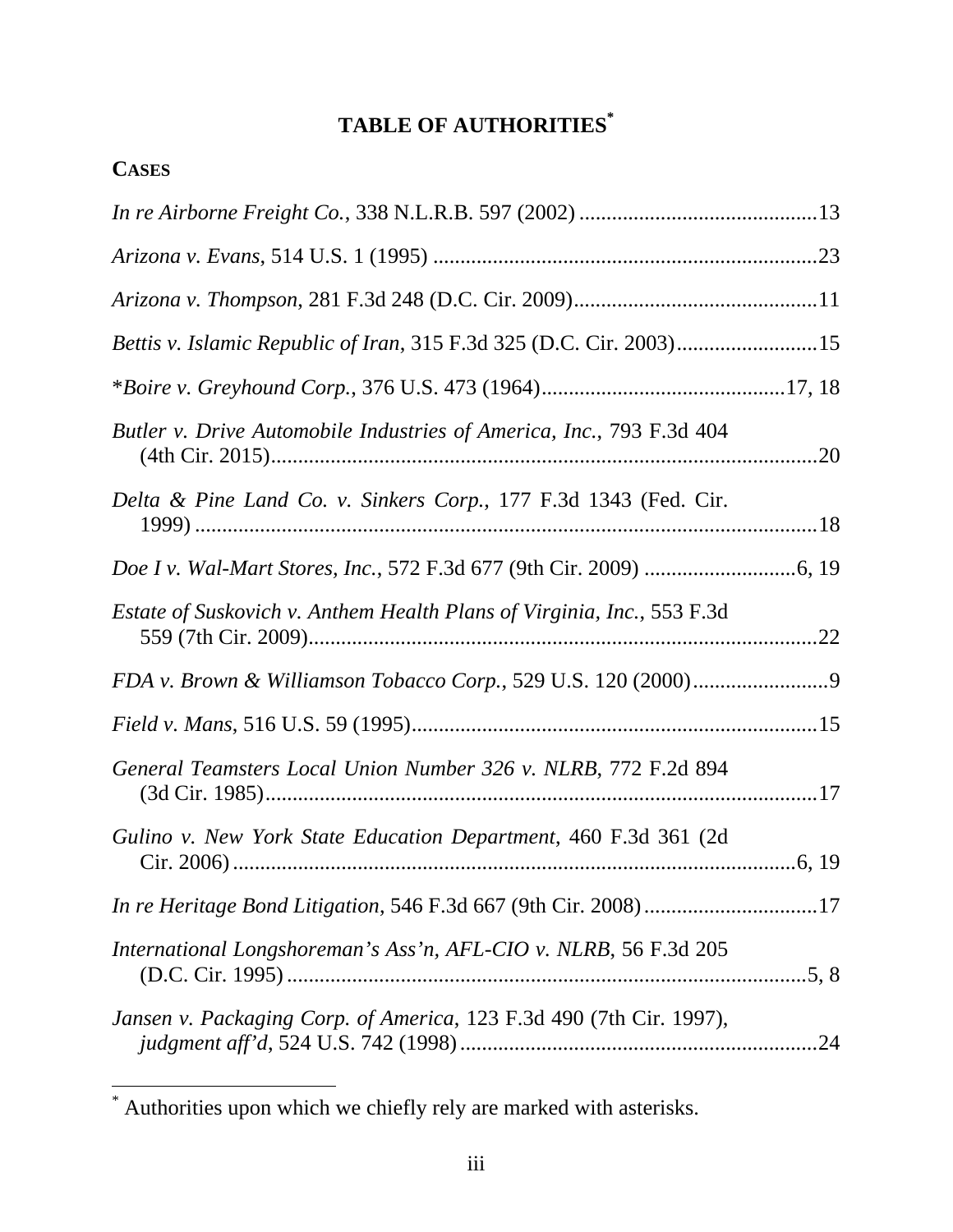# TABLE OF AUTHORITIES[*]

**CASES**

*In re Airborne Freight Co.*, 338 N.L.R.B. 597 (2002) ............................................13

*Arizona v. Evans*, 514 U.S. 1 (1995) ......................................................................23

*Arizona v. Thompson*, 281 F.3d 248 (D.C. Cir. 2009).............................................11

*Bettis v. Islamic Republic of Iran*, 315 F.3d 325 (D.C. Cir. 2003)..........................15

\**Boire v. Greyhound Corp.*, 376 U.S. 473 (1964).............................................17, 18

*Butler v. Drive Automobile Industries of America, Inc.*, 793 F.3d 404 (4th Cir. 2015).....................................................................................................20

*Delta & Pine Land Co. v. Sinkers Corp.*, 177 F.3d 1343 (Fed. Cir. 1999) ..................................................................................................................18

*Doe I v. Wal-Mart Stores, Inc.*, 572 F.3d 677 (9th Cir. 2009) ............................6, 19

*Estate of Suskovich v. Anthem Health Plans of Virginia, Inc.*, 553 F.3d 559 (7th Cir. 2009).............................................................................................22

*FDA v. Brown & Williamson Tobacco Corp.*, 529 U.S. 120 (2000).........................9

*Field v. Mans*, 516 U.S. 59 (1995)..........................................................................15

*General Teamsters Local Union Number 326 v. NLRB*, 772 F.2d 894 (3d Cir. 1985).....................................................................................................17

*Gulino v. New York State Education Department*, 460 F.3d 361 (2d Cir. 2006) .........................................................................................................6, 19

*In re Heritage Bond Litigation*, 546 F.3d 667 (9th Cir. 2008) ................................17

*International Longshoreman's Ass'n, AFL-CIO v. NLRB*, 56 F.3d 205 (D.C. Cir. 1995) ...............................................................................................5, 8

*Jansen v. Packaging Corp. of America*, 123 F.3d 490 (7th Cir. 1997), *judgment aff'd*, 524 U.S. 742 (1998) .................................................................24

---

[*] Authorities upon which we chiefly rely are marked with asterisks.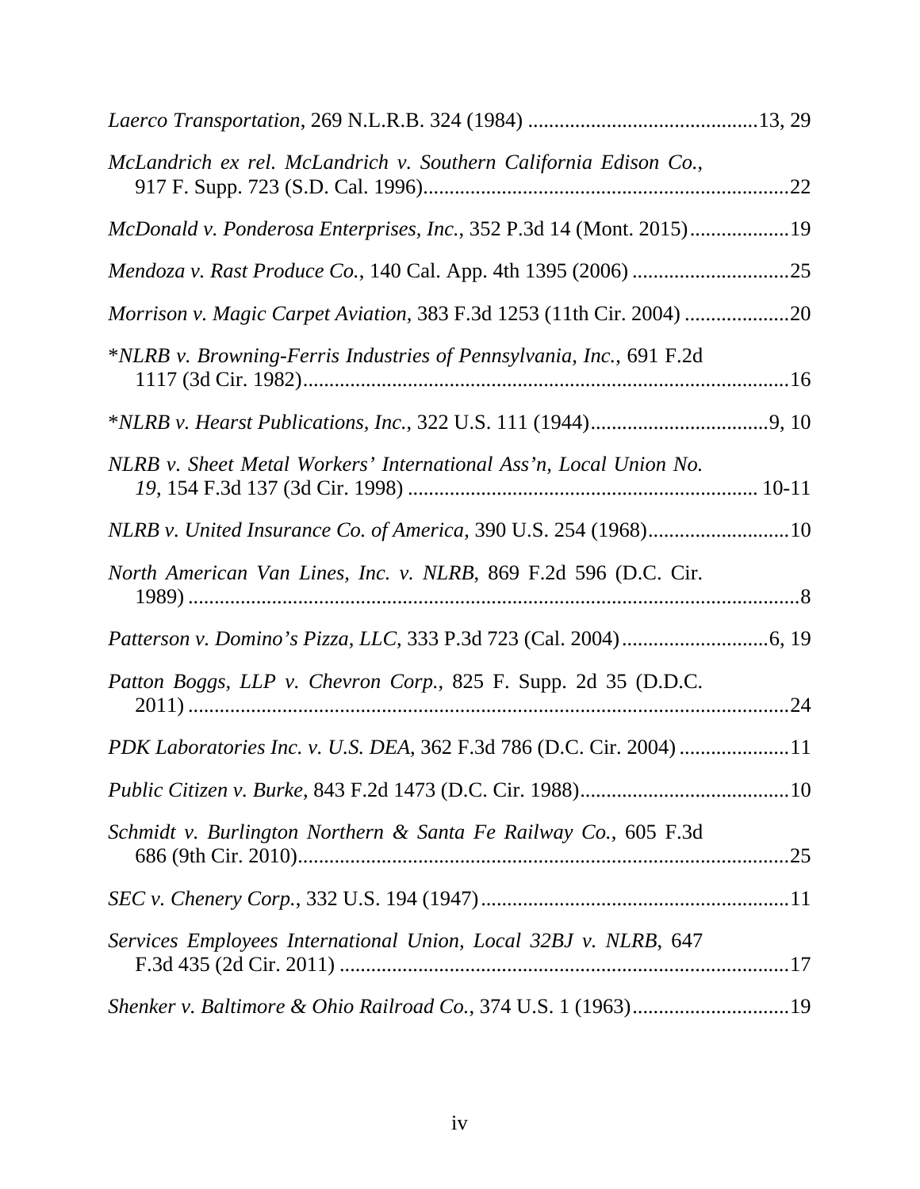*Laerco Transportation*, 269 N.L.R.B. 324 (1984) ............................................13, 29

*McLandrich ex rel. McLandrich v. Southern California Edison Co.*, 917 F. Supp. 723 (S.D. Cal. 1996).....................................................................22

*McDonald v. Ponderosa Enterprises, Inc.*, 352 P.3d 14 (Mont. 2015)...................19

*Mendoza v. Rast Produce Co.*, 140 Cal. App. 4th 1395 (2006) ..............................25

*Morrison v. Magic Carpet Aviation*, 383 F.3d 1253 (11th Cir. 2004) ....................20

\**NLRB v. Browning-Ferris Industries of Pennsylvania, Inc.*, 691 F.2d 1117 (3d Cir. 1982)............................................................................................16

\**NLRB v. Hearst Publications, Inc.*, 322 U.S. 111 (1944)..................................9, 10

*NLRB v. Sheet Metal Workers' International Ass'n, Local Union No. 19*, 154 F.3d 137 (3d Cir. 1998) .................................................................. 10-11

*NLRB v. United Insurance Co. of America*, 390 U.S. 254 (1968)...........................10

*North American Van Lines, Inc. v. NLRB*, 869 F.2d 596 (D.C. Cir. 1989) .....................................................................................................................8

*Patterson v. Domino's Pizza, LLC*, 333 P.3d 723 (Cal. 2004)............................6, 19

*Patton Boggs, LLP v. Chevron Corp.*, 825 F. Supp. 2d 35 (D.D.C. 2011) ....................................................................................................................24

*PDK Laboratories Inc. v. U.S. DEA*, 362 F.3d 786 (D.C. Cir. 2004) .....................11

*Public Citizen v. Burke*, 843 F.2d 1473 (D.C. Cir. 1988).........................................10

*Schmidt v. Burlington Northern & Santa Fe Railway Co.*, 605 F.3d 686 (9th Cir. 2010).............................................................................................25

*SEC v. Chenery Corp.*, 332 U.S. 194 (1947)...........................................................11

*Services Employees International Union, Local 32BJ v. NLRB*, 647 F.3d 435 (2d Cir. 2011) ......................................................................................17

*Shenker v. Baltimore & Ohio Railroad Co.*, 374 U.S. 1 (1963)..............................19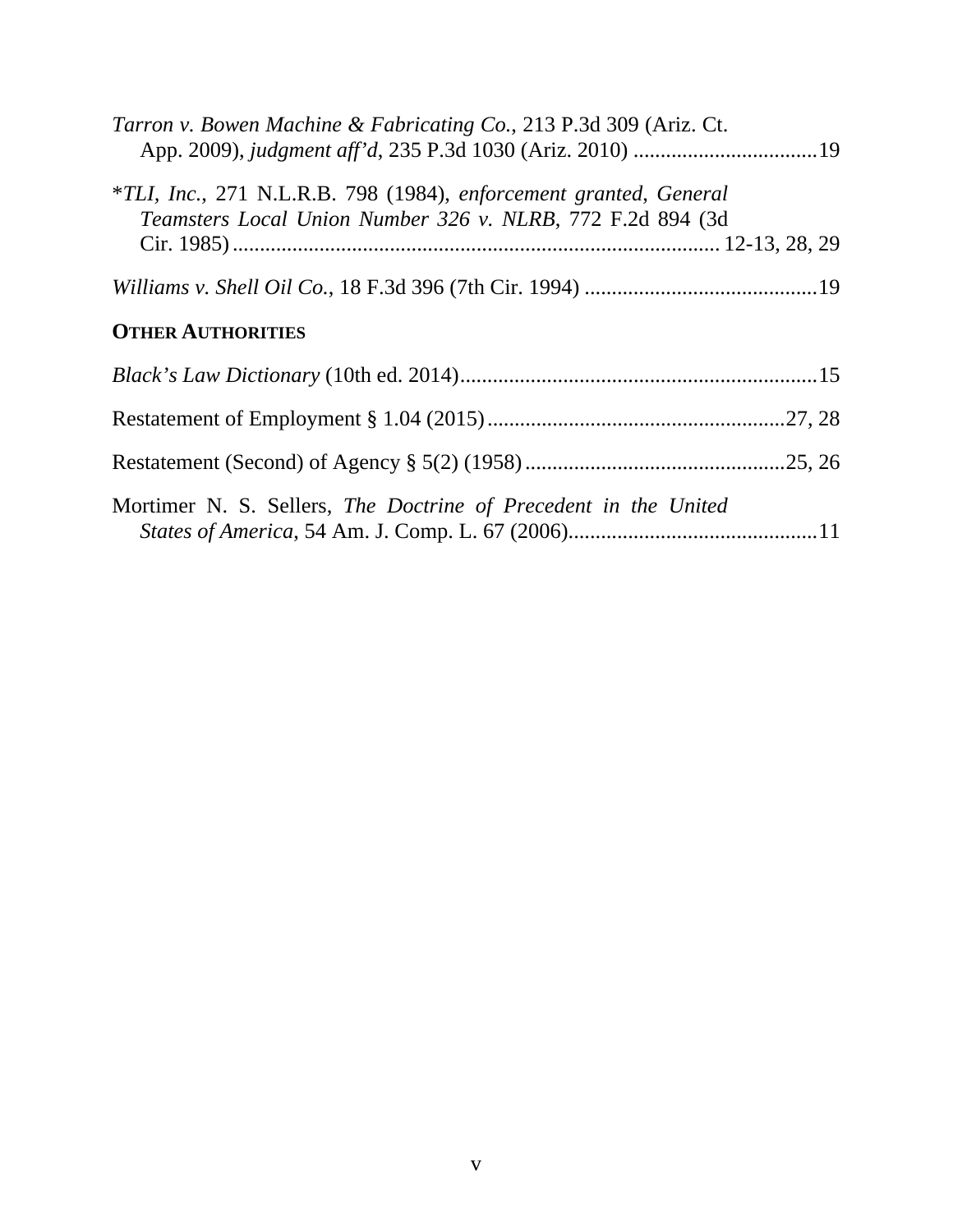*Tarron v. Bowen Machine & Fabricating Co.*, 213 P.3d 309 (Ariz. Ct. App. 2009), *judgment aff'd*, 235 P.3d 1030 (Ariz. 2010) ..................................19

*\*TLI, Inc.*, 271 N.L.R.B. 798 (1984), *enforcement granted*, *General Teamsters Local Union Number 326 v. NLRB*, 772 F.2d 894 (3d Cir. 1985) ......................................................................................... 12-13, 28, 29

*Williams v. Shell Oil Co.*, 18 F.3d 396 (7th Cir. 1994) ...........................................19

**OTHER AUTHORITIES**

*Black's Law Dictionary* (10th ed. 2014).................................................................15

Restatement of Employment § 1.04 (2015).......................................................27, 28

Restatement (Second) of Agency § 5(2) (1958)................................................25, 26

Mortimer N. S. Sellers, *The Doctrine of Precedent in the United States of America*, 54 Am. J. Comp. L. 67 (2006)..............................................11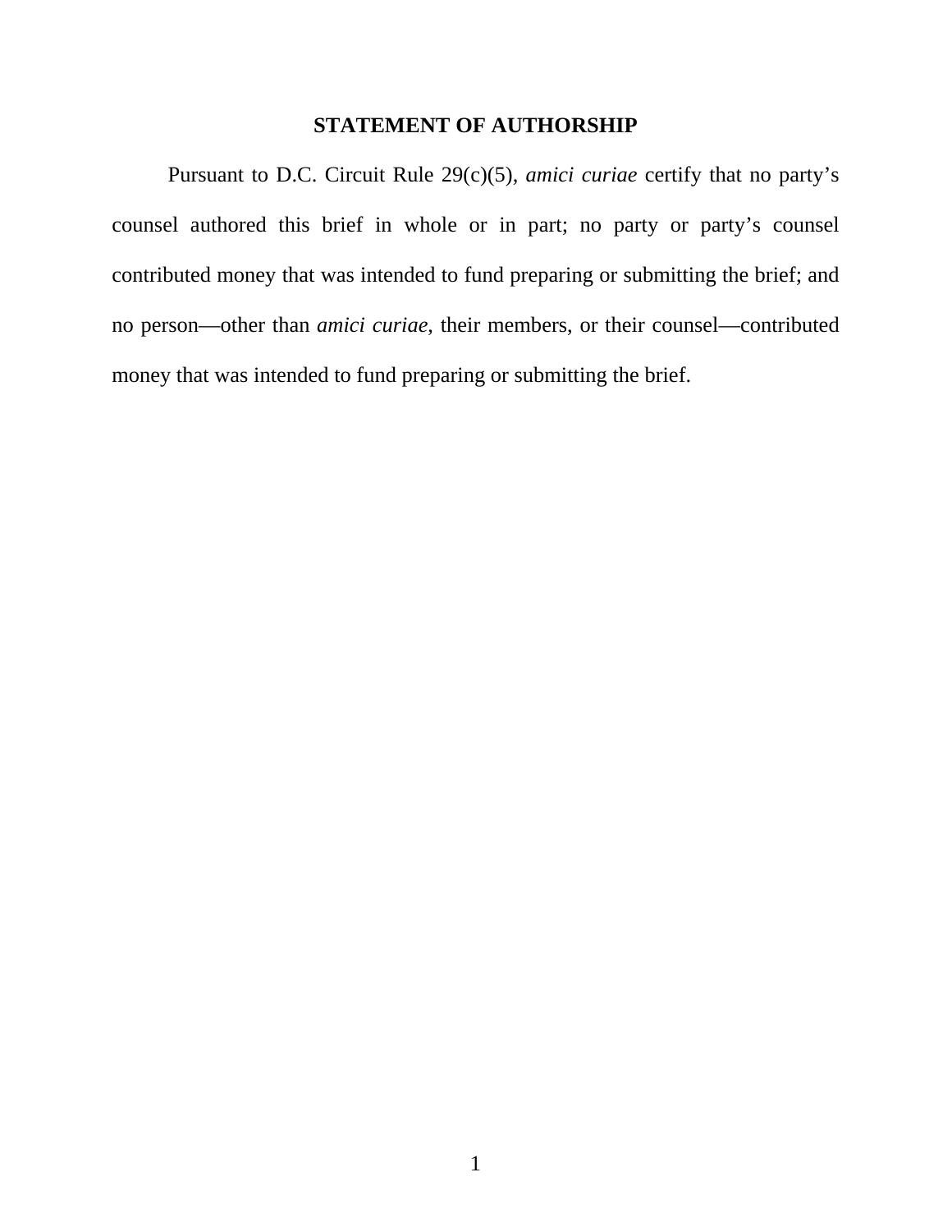## STATEMENT OF AUTHORSHIP

Pursuant to D.C. Circuit Rule 29(c)(5), *amici curiae* certify that no party's counsel authored this brief in whole or in part; no party or party's counsel contributed money that was intended to fund preparing or submitting the brief; and no person—other than *amici curiae*, their members, or their counsel—contributed money that was intended to fund preparing or submitting the brief.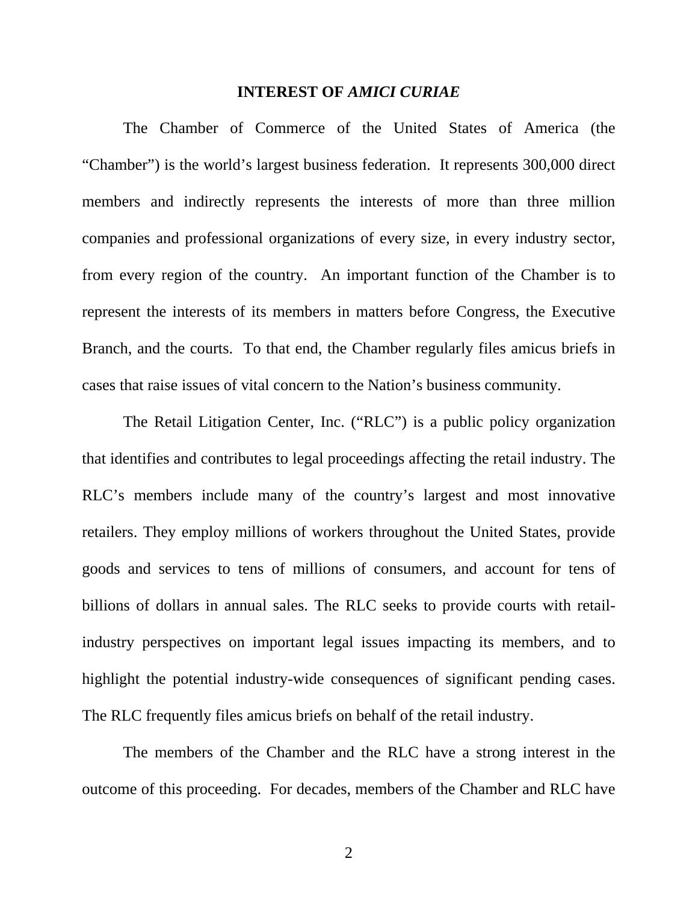## INTEREST OF *AMICI CURIAE*

The Chamber of Commerce of the United States of America (the "Chamber") is the world's largest business federation. It represents 300,000 direct members and indirectly represents the interests of more than three million companies and professional organizations of every size, in every industry sector, from every region of the country. An important function of the Chamber is to represent the interests of its members in matters before Congress, the Executive Branch, and the courts. To that end, the Chamber regularly files amicus briefs in cases that raise issues of vital concern to the Nation's business community.

The Retail Litigation Center, Inc. ("RLC") is a public policy organization that identifies and contributes to legal proceedings affecting the retail industry. The RLC's members include many of the country's largest and most innovative retailers. They employ millions of workers throughout the United States, provide goods and services to tens of millions of consumers, and account for tens of billions of dollars in annual sales. The RLC seeks to provide courts with retail-industry perspectives on important legal issues impacting its members, and to highlight the potential industry-wide consequences of significant pending cases. The RLC frequently files amicus briefs on behalf of the retail industry.

The members of the Chamber and the RLC have a strong interest in the outcome of this proceeding. For decades, members of the Chamber and RLC have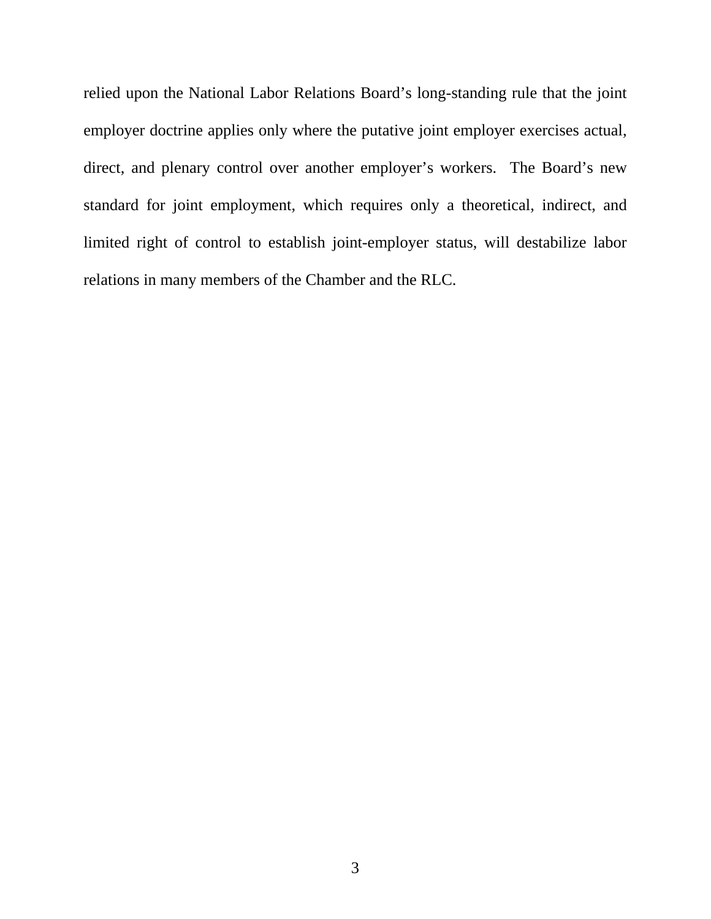relied upon the National Labor Relations Board's long-standing rule that the joint employer doctrine applies only where the putative joint employer exercises actual, direct, and plenary control over another employer's workers. The Board's new standard for joint employment, which requires only a theoretical, indirect, and limited right of control to establish joint-employer status, will destabilize labor relations in many members of the Chamber and the RLC.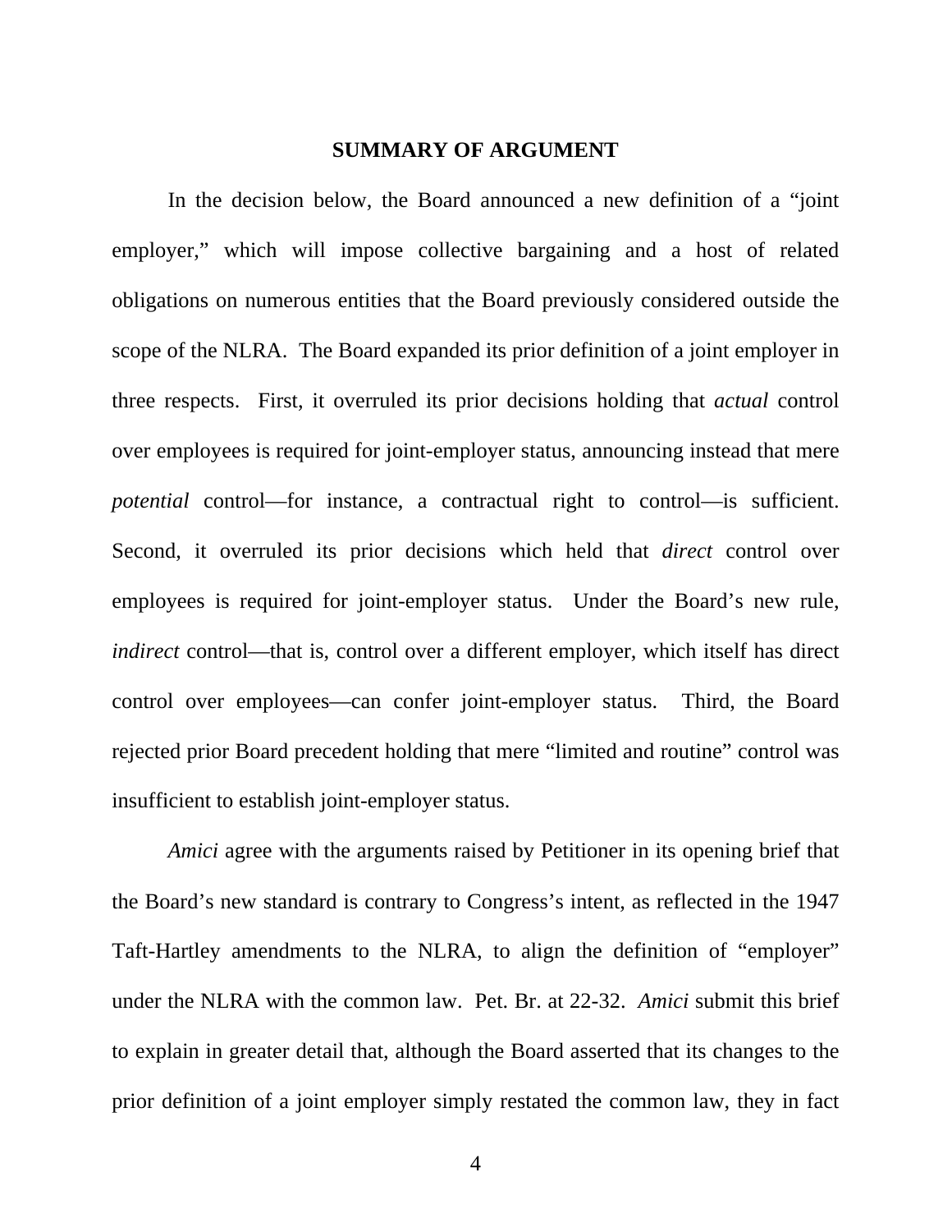## SUMMARY OF ARGUMENT

In the decision below, the Board announced a new definition of a "joint employer," which will impose collective bargaining and a host of related obligations on numerous entities that the Board previously considered outside the scope of the NLRA. The Board expanded its prior definition of a joint employer in three respects. First, it overruled its prior decisions holding that *actual* control over employees is required for joint-employer status, announcing instead that mere *potential* control—for instance, a contractual right to control—is sufficient. Second, it overruled its prior decisions which held that *direct* control over employees is required for joint-employer status. Under the Board's new rule, *indirect* control—that is, control over a different employer, which itself has direct control over employees—can confer joint-employer status. Third, the Board rejected prior Board precedent holding that mere "limited and routine" control was insufficient to establish joint-employer status.

*Amici* agree with the arguments raised by Petitioner in its opening brief that the Board's new standard is contrary to Congress's intent, as reflected in the 1947 Taft-Hartley amendments to the NLRA, to align the definition of "employer" under the NLRA with the common law. Pet. Br. at 22-32. *Amici* submit this brief to explain in greater detail that, although the Board asserted that its changes to the prior definition of a joint employer simply restated the common law, they in fact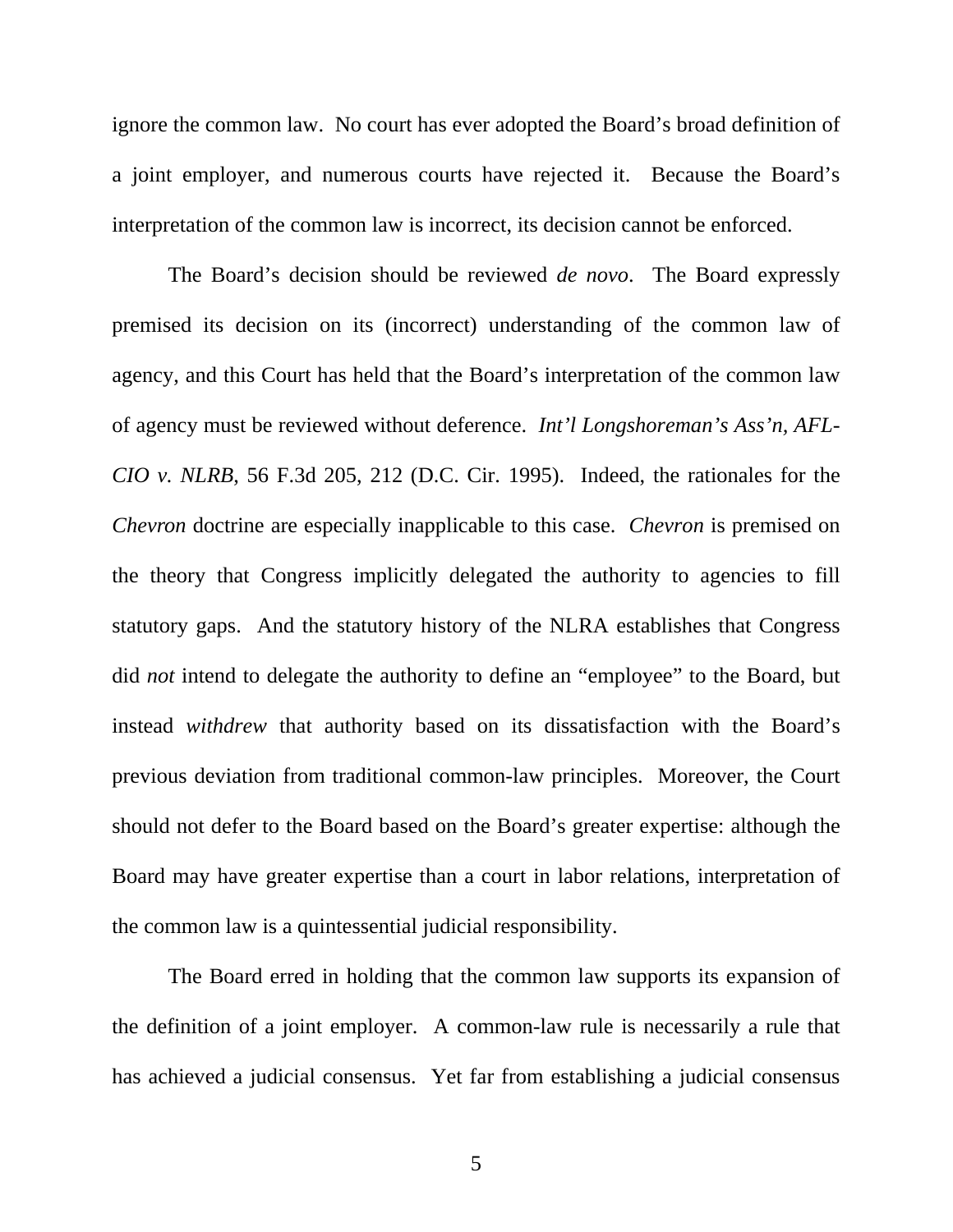ignore the common law. No court has ever adopted the Board's broad definition of a joint employer, and numerous courts have rejected it. Because the Board's interpretation of the common law is incorrect, its decision cannot be enforced.

The Board's decision should be reviewed *de novo*. The Board expressly premised its decision on its (incorrect) understanding of the common law of agency, and this Court has held that the Board's interpretation of the common law of agency must be reviewed without deference. *Int'l Longshoreman's Ass'n, AFL-CIO v. NLRB*, 56 F.3d 205, 212 (D.C. Cir. 1995). Indeed, the rationales for the *Chevron* doctrine are especially inapplicable to this case. *Chevron* is premised on the theory that Congress implicitly delegated the authority to agencies to fill statutory gaps. And the statutory history of the NLRA establishes that Congress did *not* intend to delegate the authority to define an "employee" to the Board, but instead *withdrew* that authority based on its dissatisfaction with the Board's previous deviation from traditional common-law principles. Moreover, the Court should not defer to the Board based on the Board's greater expertise: although the Board may have greater expertise than a court in labor relations, interpretation of the common law is a quintessential judicial responsibility.

The Board erred in holding that the common law supports its expansion of the definition of a joint employer. A common-law rule is necessarily a rule that has achieved a judicial consensus. Yet far from establishing a judicial consensus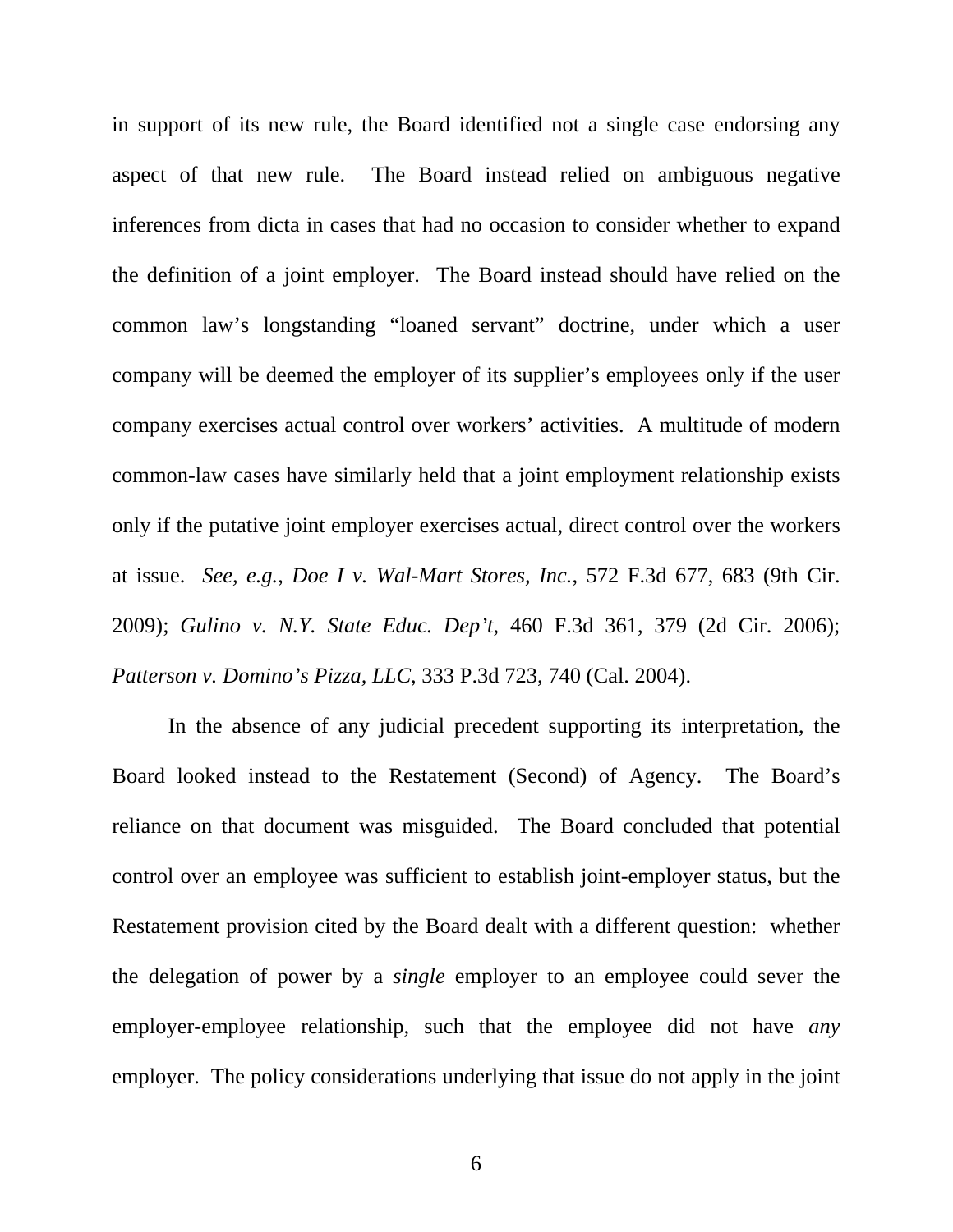in support of its new rule, the Board identified not a single case endorsing any aspect of that new rule. The Board instead relied on ambiguous negative inferences from dicta in cases that had no occasion to consider whether to expand the definition of a joint employer. The Board instead should have relied on the common law's longstanding "loaned servant" doctrine, under which a user company will be deemed the employer of its supplier's employees only if the user company exercises actual control over workers' activities. A multitude of modern common-law cases have similarly held that a joint employment relationship exists only if the putative joint employer exercises actual, direct control over the workers at issue. *See, e.g.*, *Doe I v. Wal-Mart Stores, Inc.*, 572 F.3d 677, 683 (9th Cir. 2009); *Gulino v. N.Y. State Educ. Dep't*, 460 F.3d 361, 379 (2d Cir. 2006); *Patterson v. Domino's Pizza, LLC*, 333 P.3d 723, 740 (Cal. 2004).

In the absence of any judicial precedent supporting its interpretation, the Board looked instead to the Restatement (Second) of Agency. The Board's reliance on that document was misguided. The Board concluded that potential control over an employee was sufficient to establish joint-employer status, but the Restatement provision cited by the Board dealt with a different question: whether the delegation of power by a *single* employer to an employee could sever the employer-employee relationship, such that the employee did not have *any* employer. The policy considerations underlying that issue do not apply in the joint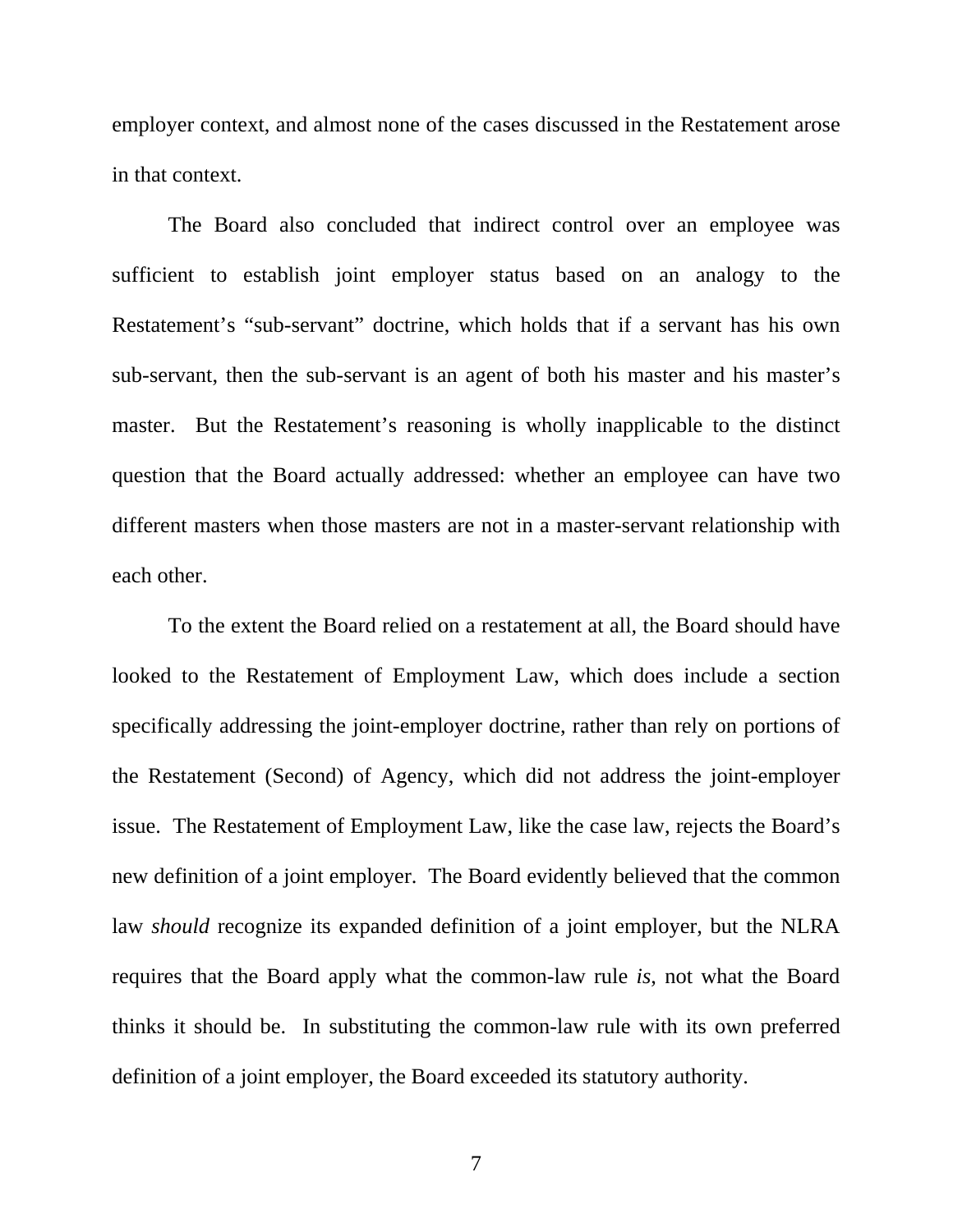employer context, and almost none of the cases discussed in the Restatement arose in that context.

The Board also concluded that indirect control over an employee was sufficient to establish joint employer status based on an analogy to the Restatement's "sub-servant" doctrine, which holds that if a servant has his own sub-servant, then the sub-servant is an agent of both his master and his master's master. But the Restatement's reasoning is wholly inapplicable to the distinct question that the Board actually addressed: whether an employee can have two different masters when those masters are not in a master-servant relationship with each other.

To the extent the Board relied on a restatement at all, the Board should have looked to the Restatement of Employment Law, which does include a section specifically addressing the joint-employer doctrine, rather than rely on portions of the Restatement (Second) of Agency, which did not address the joint-employer issue. The Restatement of Employment Law, like the case law, rejects the Board's new definition of a joint employer. The Board evidently believed that the common law *should* recognize its expanded definition of a joint employer, but the NLRA requires that the Board apply what the common-law rule *is*, not what the Board thinks it should be. In substituting the common-law rule with its own preferred definition of a joint employer, the Board exceeded its statutory authority.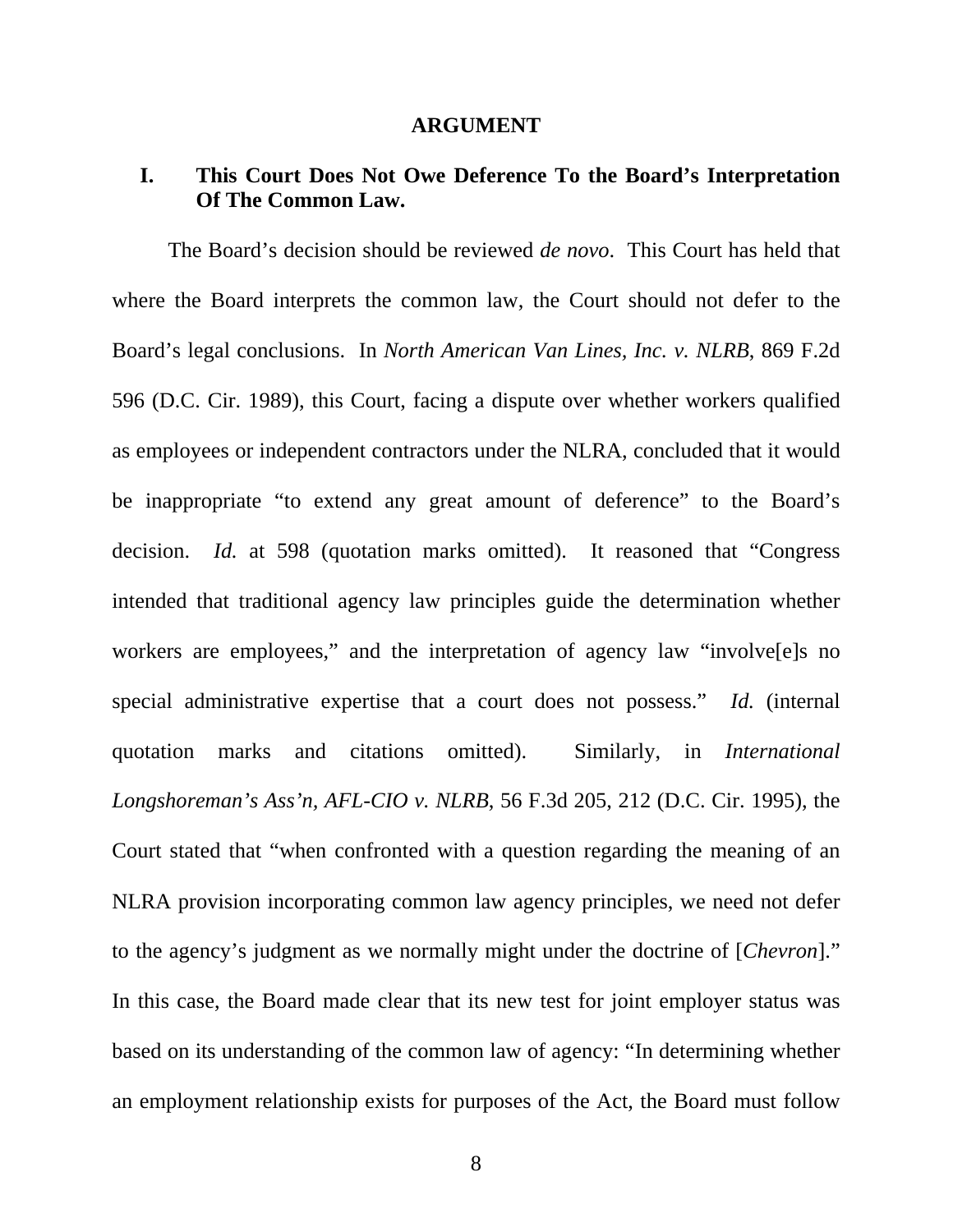## ARGUMENT

### I. This Court Does Not Owe Deference To the Board's Interpretation Of The Common Law.

The Board's decision should be reviewed *de novo*. This Court has held that where the Board interprets the common law, the Court should not defer to the Board's legal conclusions. In *North American Van Lines, Inc. v. NLRB*, 869 F.2d 596 (D.C. Cir. 1989), this Court, facing a dispute over whether workers qualified as employees or independent contractors under the NLRA, concluded that it would be inappropriate "to extend any great amount of deference" to the Board's decision. *Id.* at 598 (quotation marks omitted). It reasoned that "Congress intended that traditional agency law principles guide the determination whether workers are employees," and the interpretation of agency law "involve[e]s no special administrative expertise that a court does not possess." *Id.* (internal quotation marks and citations omitted). Similarly, in *International Longshoreman's Ass'n, AFL-CIO v. NLRB*, 56 F.3d 205, 212 (D.C. Cir. 1995), the Court stated that "when confronted with a question regarding the meaning of an NLRA provision incorporating common law agency principles, we need not defer to the agency's judgment as we normally might under the doctrine of [*Chevron*]." In this case, the Board made clear that its new test for joint employer status was based on its understanding of the common law of agency: "In determining whether an employment relationship exists for purposes of the Act, the Board must follow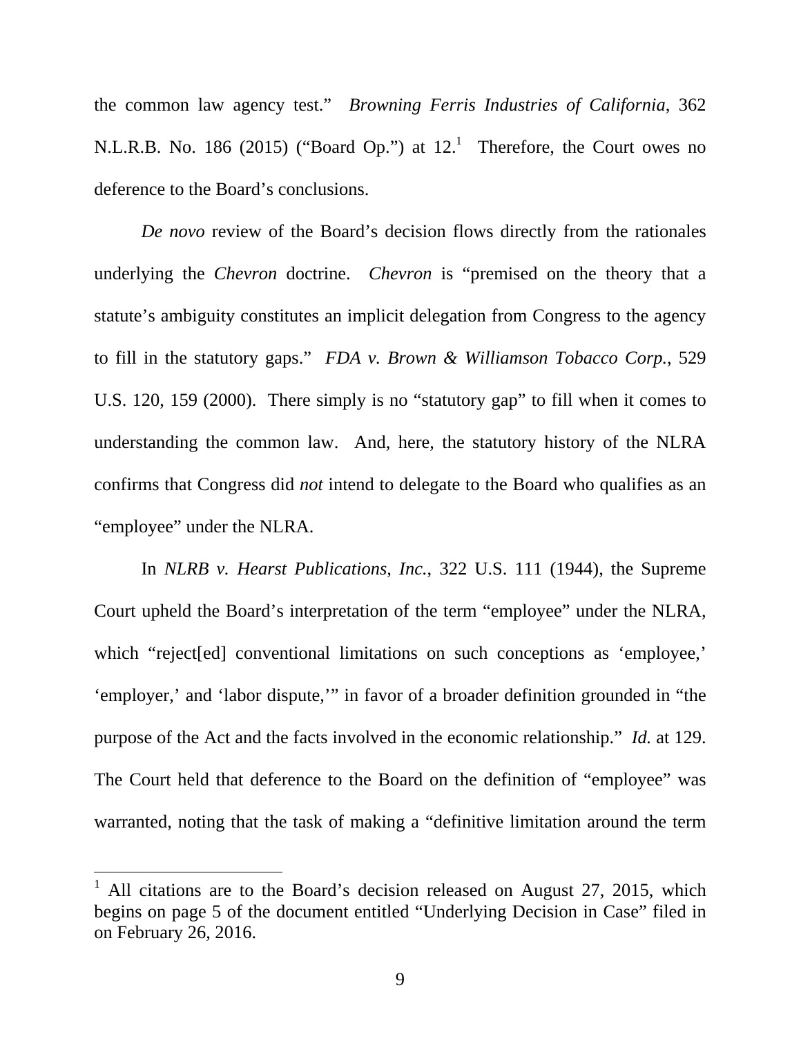the common law agency test." *Browning Ferris Industries of California*, 362 N.L.R.B. No. 186 (2015) ("Board Op.") at 12.[1] Therefore, the Court owes no deference to the Board's conclusions.

*De novo* review of the Board's decision flows directly from the rationales underlying the *Chevron* doctrine. *Chevron* is "premised on the theory that a statute's ambiguity constitutes an implicit delegation from Congress to the agency to fill in the statutory gaps." *FDA v. Brown & Williamson Tobacco Corp.*, 529 U.S. 120, 159 (2000). There simply is no "statutory gap" to fill when it comes to understanding the common law. And, here, the statutory history of the NLRA confirms that Congress did *not* intend to delegate to the Board who qualifies as an "employee" under the NLRA.

In *NLRB v. Hearst Publications, Inc.*, 322 U.S. 111 (1944), the Supreme Court upheld the Board's interpretation of the term "employee" under the NLRA, which "reject[ed] conventional limitations on such conceptions as 'employee,' 'employer,' and 'labor dispute,'" in favor of a broader definition grounded in "the purpose of the Act and the facts involved in the economic relationship." *Id.* at 129. The Court held that deference to the Board on the definition of "employee" was warranted, noting that the task of making a "definitive limitation around the term

---

[1] All citations are to the Board's decision released on August 27, 2015, which begins on page 5 of the document entitled "Underlying Decision in Case" filed in on February 26, 2016.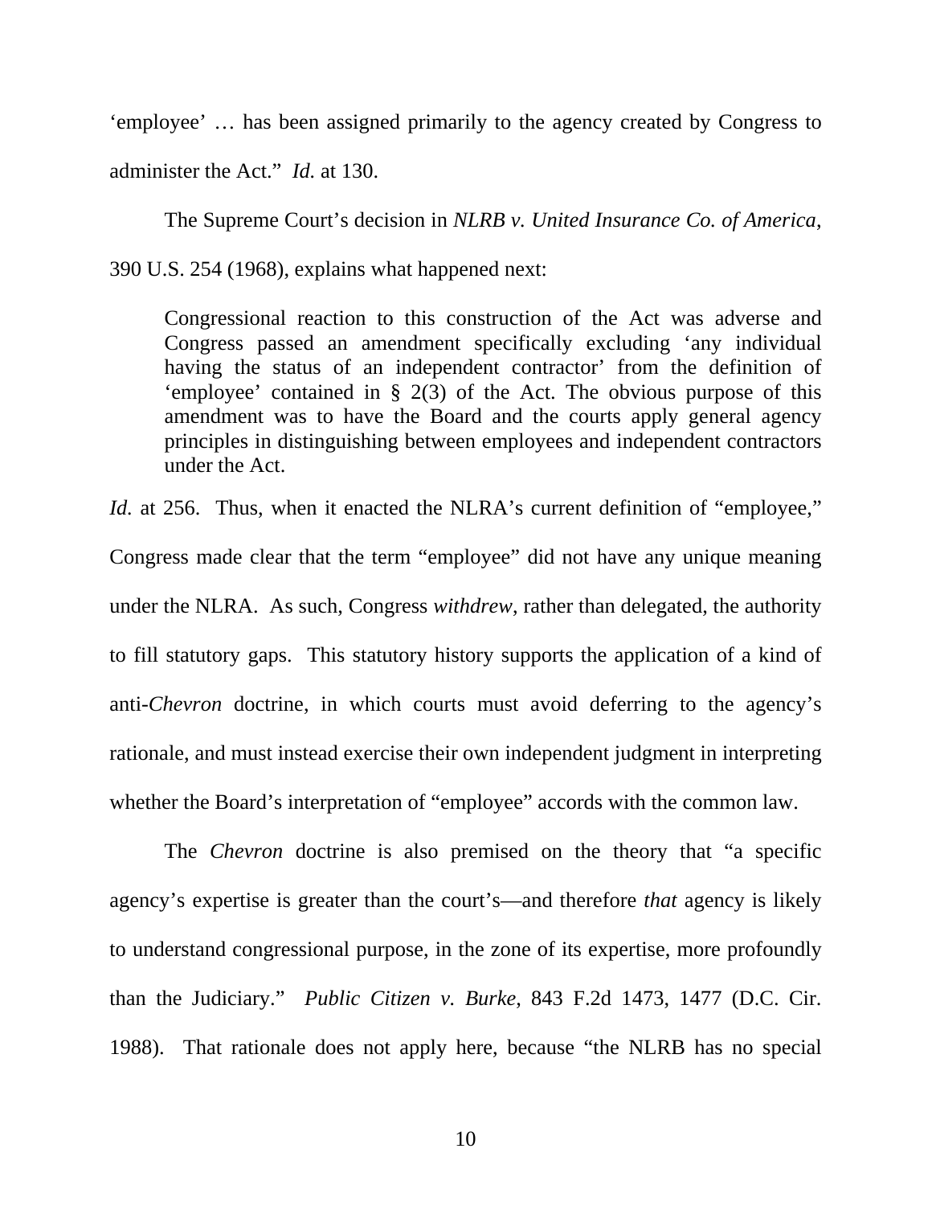'employee' … has been assigned primarily to the agency created by Congress to administer the Act." *Id.* at 130.

The Supreme Court's decision in *NLRB v. United Insurance Co. of America*, 390 U.S. 254 (1968), explains what happened next:

> Congressional reaction to this construction of the Act was adverse and Congress passed an amendment specifically excluding 'any individual having the status of an independent contractor' from the definition of 'employee' contained in § 2(3) of the Act. The obvious purpose of this amendment was to have the Board and the courts apply general agency principles in distinguishing between employees and independent contractors under the Act.

*Id.* at 256. Thus, when it enacted the NLRA's current definition of "employee," Congress made clear that the term "employee" did not have any unique meaning under the NLRA. As such, Congress *withdrew*, rather than delegated, the authority to fill statutory gaps. This statutory history supports the application of a kind of anti-*Chevron* doctrine, in which courts must avoid deferring to the agency's rationale, and must instead exercise their own independent judgment in interpreting whether the Board's interpretation of "employee" accords with the common law.

The *Chevron* doctrine is also premised on the theory that "a specific agency's expertise is greater than the court's—and therefore *that* agency is likely to understand congressional purpose, in the zone of its expertise, more profoundly than the Judiciary." *Public Citizen v. Burke*, 843 F.2d 1473, 1477 (D.C. Cir. 1988). That rationale does not apply here, because "the NLRB has no special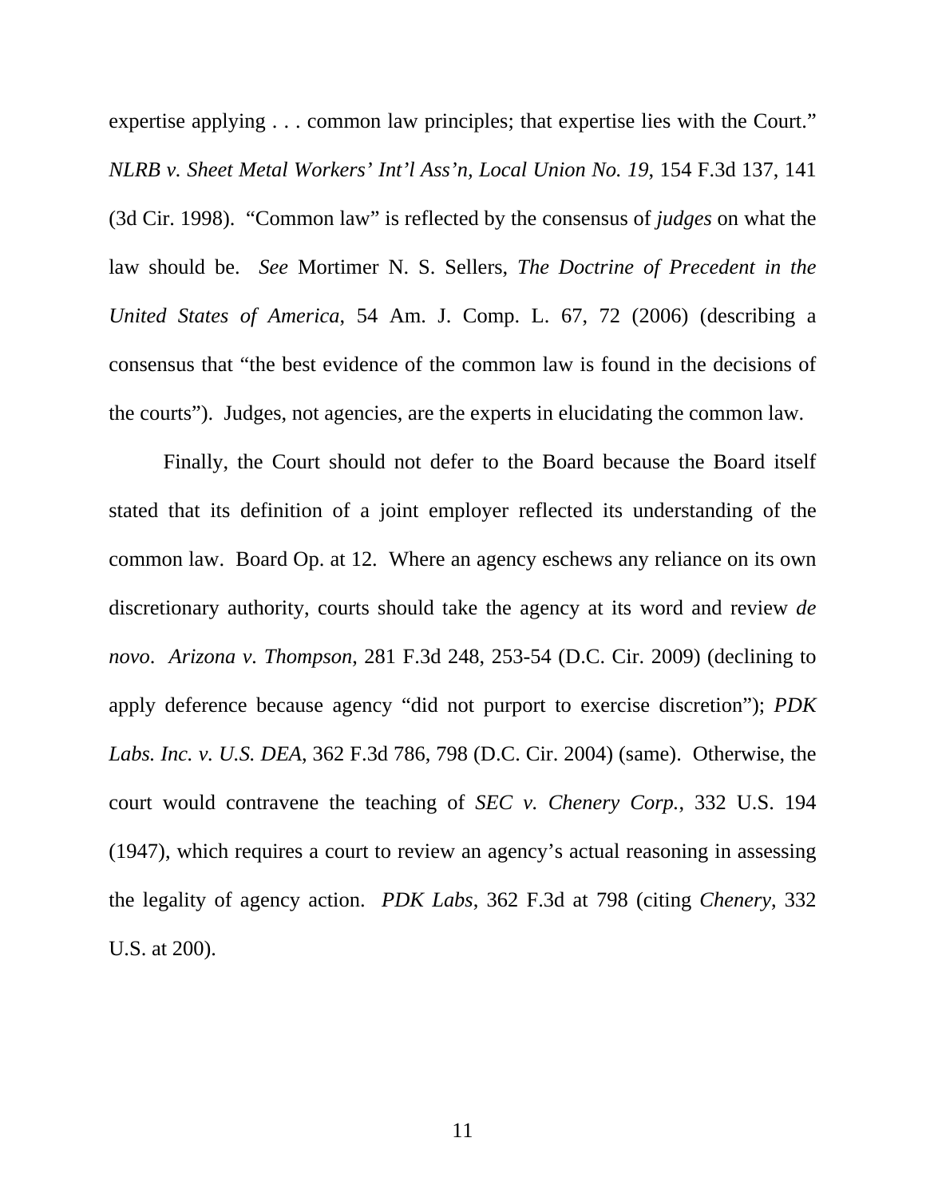expertise applying . . . common law principles; that expertise lies with the Court." *NLRB v. Sheet Metal Workers' Int'l Ass'n, Local Union No. 19*, 154 F.3d 137, 141 (3d Cir. 1998). "Common law" is reflected by the consensus of *judges* on what the law should be. *See* Mortimer N. S. Sellers, *The Doctrine of Precedent in the United States of America*, 54 Am. J. Comp. L. 67, 72 (2006) (describing a consensus that "the best evidence of the common law is found in the decisions of the courts"). Judges, not agencies, are the experts in elucidating the common law.

Finally, the Court should not defer to the Board because the Board itself stated that its definition of a joint employer reflected its understanding of the common law. Board Op. at 12. Where an agency eschews any reliance on its own discretionary authority, courts should take the agency at its word and review *de novo*. *Arizona v. Thompson*, 281 F.3d 248, 253-54 (D.C. Cir. 2009) (declining to apply deference because agency "did not purport to exercise discretion"); *PDK Labs. Inc. v. U.S. DEA*, 362 F.3d 786, 798 (D.C. Cir. 2004) (same). Otherwise, the court would contravene the teaching of *SEC v. Chenery Corp.*, 332 U.S. 194 (1947), which requires a court to review an agency's actual reasoning in assessing the legality of agency action. *PDK Labs*, 362 F.3d at 798 (citing *Chenery*, 332 U.S. at 200).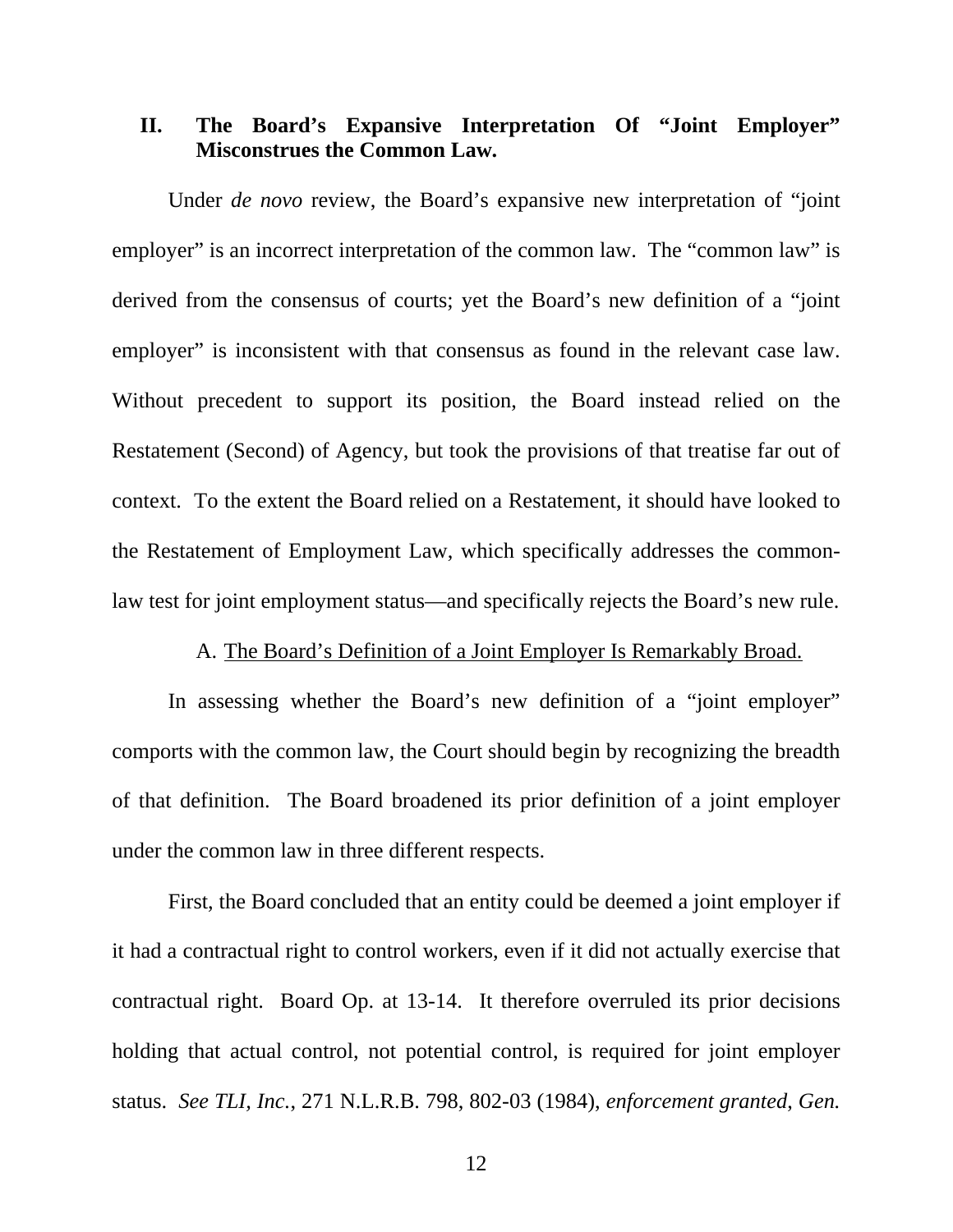## II. The Board's Expansive Interpretation Of "Joint Employer" Misconstrues the Common Law.

Under *de novo* review, the Board's expansive new interpretation of "joint employer" is an incorrect interpretation of the common law. The "common law" is derived from the consensus of courts; yet the Board's new definition of a "joint employer" is inconsistent with that consensus as found in the relevant case law. Without precedent to support its position, the Board instead relied on the Restatement (Second) of Agency, but took the provisions of that treatise far out of context. To the extent the Board relied on a Restatement, it should have looked to the Restatement of Employment Law, which specifically addresses the common-law test for joint employment status—and specifically rejects the Board's new rule.

### A. <u>The Board's Definition of a Joint Employer Is Remarkably Broad.</u>

In assessing whether the Board's new definition of a "joint employer" comports with the common law, the Court should begin by recognizing the breadth of that definition. The Board broadened its prior definition of a joint employer under the common law in three different respects.

First, the Board concluded that an entity could be deemed a joint employer if it had a contractual right to control workers, even if it did not actually exercise that contractual right. Board Op. at 13-14. It therefore overruled its prior decisions holding that actual control, not potential control, is required for joint employer status. *See TLI, Inc.*, 271 N.L.R.B. 798, 802-03 (1984), *enforcement granted, Gen.*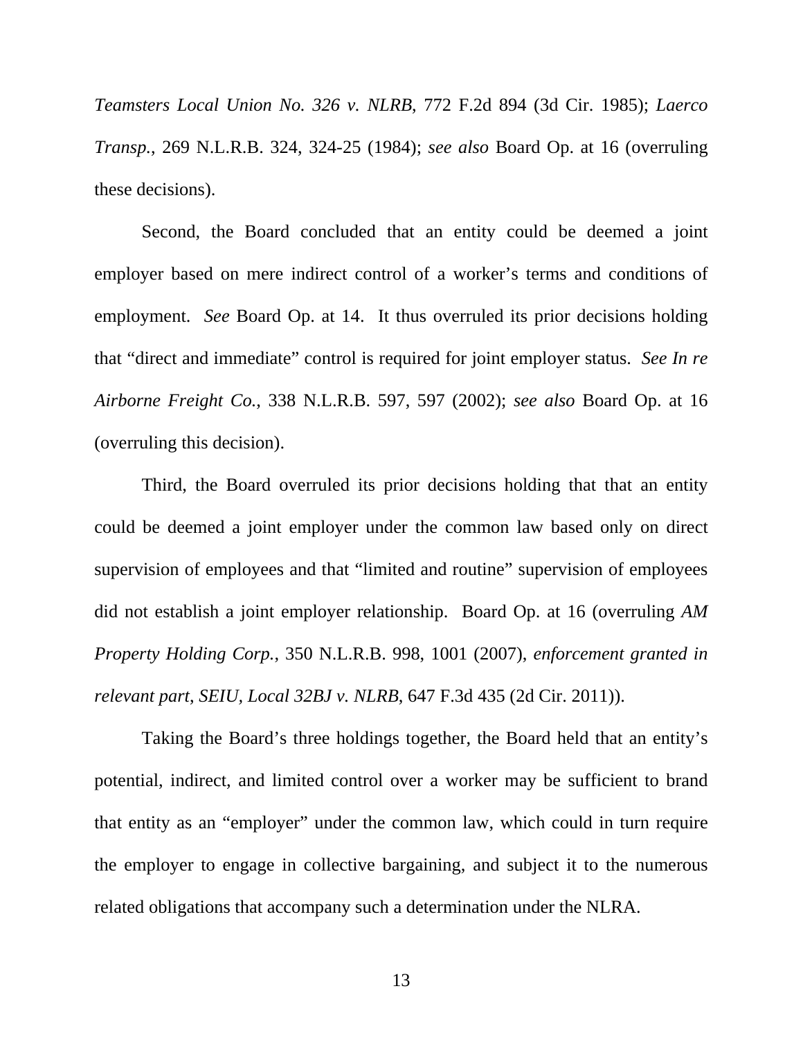*Teamsters Local Union No. 326 v. NLRB*, 772 F.2d 894 (3d Cir. 1985); *Laerco Transp.*, 269 N.L.R.B. 324, 324-25 (1984); *see also* Board Op. at 16 (overruling these decisions).

Second, the Board concluded that an entity could be deemed a joint employer based on mere indirect control of a worker's terms and conditions of employment. *See* Board Op. at 14. It thus overruled its prior decisions holding that "direct and immediate" control is required for joint employer status. *See In re Airborne Freight Co.*, 338 N.L.R.B. 597, 597 (2002); *see also* Board Op. at 16 (overruling this decision).

Third, the Board overruled its prior decisions holding that that an entity could be deemed a joint employer under the common law based only on direct supervision of employees and that "limited and routine" supervision of employees did not establish a joint employer relationship. Board Op. at 16 (overruling *AM Property Holding Corp.*, 350 N.L.R.B. 998, 1001 (2007), *enforcement granted in relevant part*, *SEIU, Local 32BJ v. NLRB*, 647 F.3d 435 (2d Cir. 2011)).

Taking the Board's three holdings together, the Board held that an entity's potential, indirect, and limited control over a worker may be sufficient to brand that entity as an "employer" under the common law, which could in turn require the employer to engage in collective bargaining, and subject it to the numerous related obligations that accompany such a determination under the NLRA.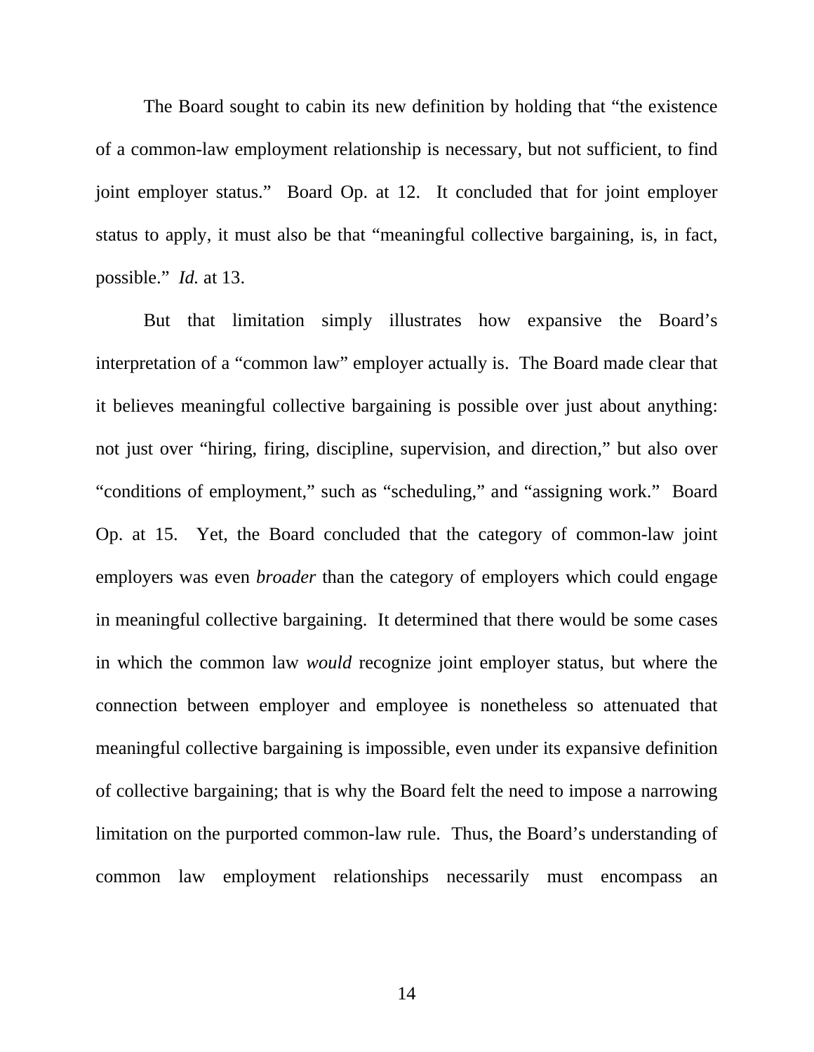The Board sought to cabin its new definition by holding that "the existence of a common-law employment relationship is necessary, but not sufficient, to find joint employer status." Board Op. at 12. It concluded that for joint employer status to apply, it must also be that "meaningful collective bargaining, is, in fact, possible." *Id.* at 13.

But that limitation simply illustrates how expansive the Board's interpretation of a "common law" employer actually is. The Board made clear that it believes meaningful collective bargaining is possible over just about anything: not just over "hiring, firing, discipline, supervision, and direction," but also over "conditions of employment," such as "scheduling," and "assigning work." Board Op. at 15. Yet, the Board concluded that the category of common-law joint employers was even *broader* than the category of employers which could engage in meaningful collective bargaining. It determined that there would be some cases in which the common law *would* recognize joint employer status, but where the connection between employer and employee is nonetheless so attenuated that meaningful collective bargaining is impossible, even under its expansive definition of collective bargaining; that is why the Board felt the need to impose a narrowing limitation on the purported common-law rule. Thus, the Board's understanding of common law employment relationships necessarily must encompass an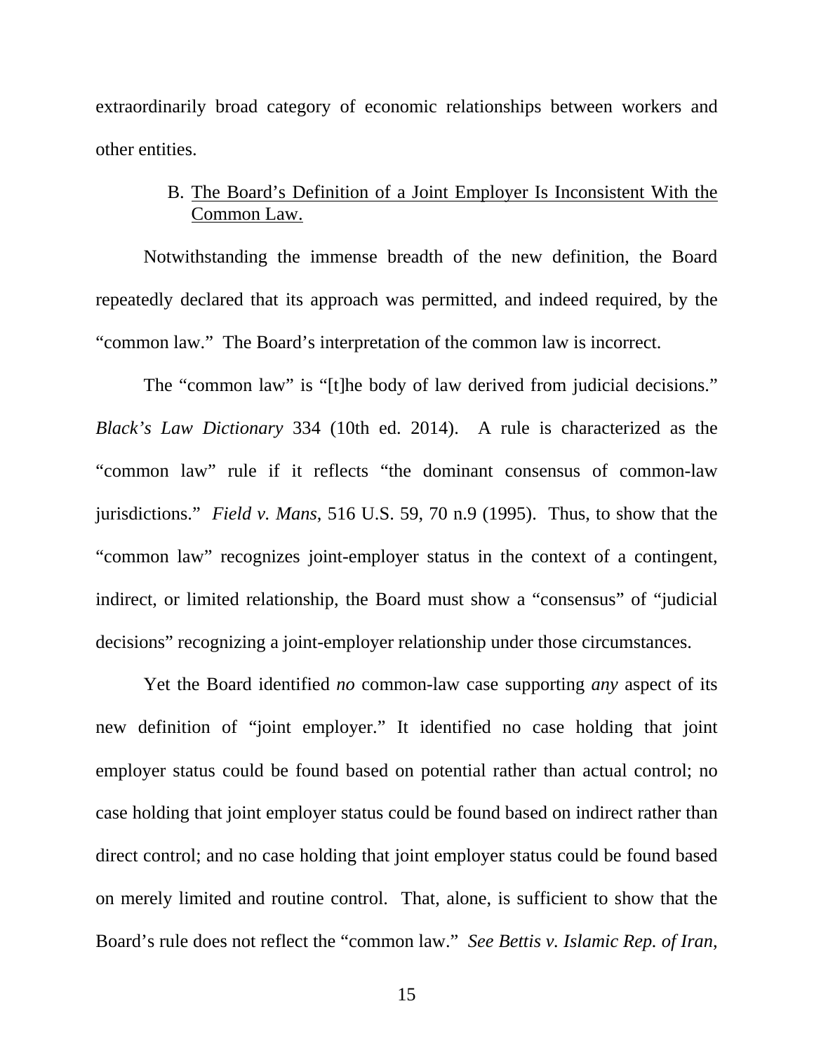extraordinarily broad category of economic relationships between workers and other entities.

### B. The Board's Definition of a Joint Employer Is Inconsistent With the Common Law.

Notwithstanding the immense breadth of the new definition, the Board repeatedly declared that its approach was permitted, and indeed required, by the "common law." The Board's interpretation of the common law is incorrect.

The "common law" is "[t]he body of law derived from judicial decisions." *Black's Law Dictionary* 334 (10th ed. 2014). A rule is characterized as the "common law" rule if it reflects "the dominant consensus of common-law jurisdictions." *Field v. Mans*, 516 U.S. 59, 70 n.9 (1995). Thus, to show that the "common law" recognizes joint-employer status in the context of a contingent, indirect, or limited relationship, the Board must show a "consensus" of "judicial decisions" recognizing a joint-employer relationship under those circumstances.

Yet the Board identified *no* common-law case supporting *any* aspect of its new definition of "joint employer." It identified no case holding that joint employer status could be found based on potential rather than actual control; no case holding that joint employer status could be found based on indirect rather than direct control; and no case holding that joint employer status could be found based on merely limited and routine control. That, alone, is sufficient to show that the Board's rule does not reflect the "common law." *See Bettis v. Islamic Rep. of Iran*,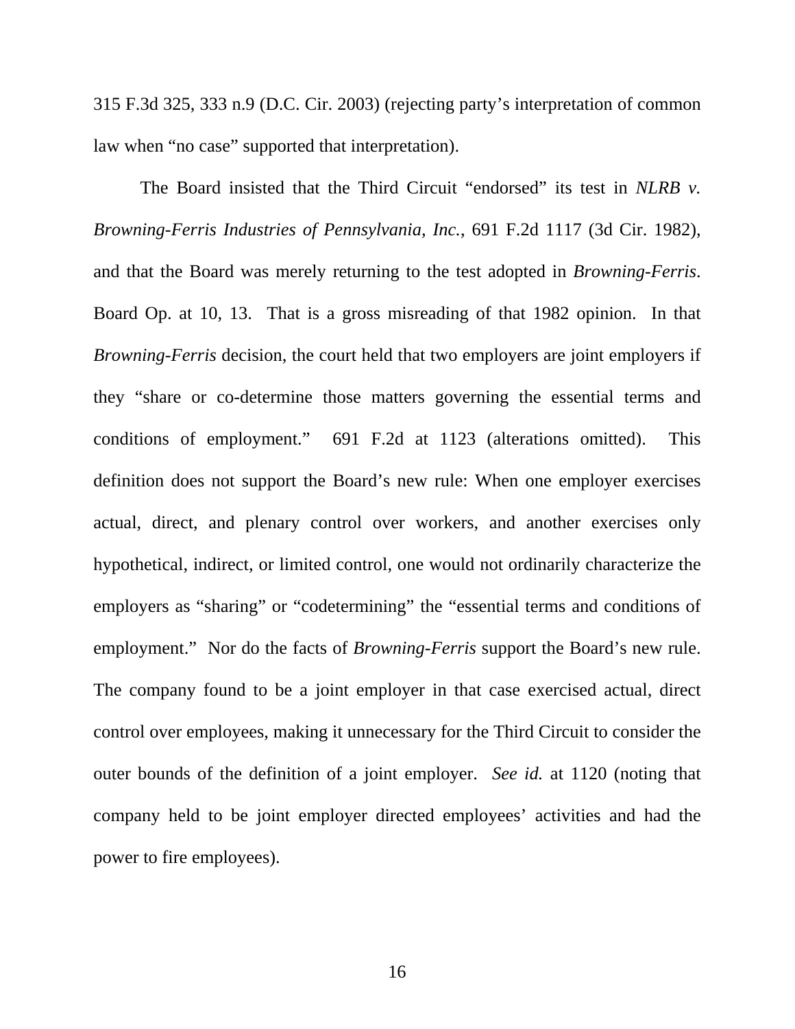315 F.3d 325, 333 n.9 (D.C. Cir. 2003) (rejecting party's interpretation of common law when "no case" supported that interpretation).

The Board insisted that the Third Circuit "endorsed" its test in *NLRB v. Browning-Ferris Industries of Pennsylvania, Inc.*, 691 F.2d 1117 (3d Cir. 1982), and that the Board was merely returning to the test adopted in *Browning-Ferris*. Board Op. at 10, 13. That is a gross misreading of that 1982 opinion. In that *Browning-Ferris* decision, the court held that two employers are joint employers if they "share or co-determine those matters governing the essential terms and conditions of employment." 691 F.2d at 1123 (alterations omitted). This definition does not support the Board's new rule: When one employer exercises actual, direct, and plenary control over workers, and another exercises only hypothetical, indirect, or limited control, one would not ordinarily characterize the employers as "sharing" or "codetermining" the "essential terms and conditions of employment." Nor do the facts of *Browning-Ferris* support the Board's new rule. The company found to be a joint employer in that case exercised actual, direct control over employees, making it unnecessary for the Third Circuit to consider the outer bounds of the definition of a joint employer. *See id.* at 1120 (noting that company held to be joint employer directed employees' activities and had the power to fire employees).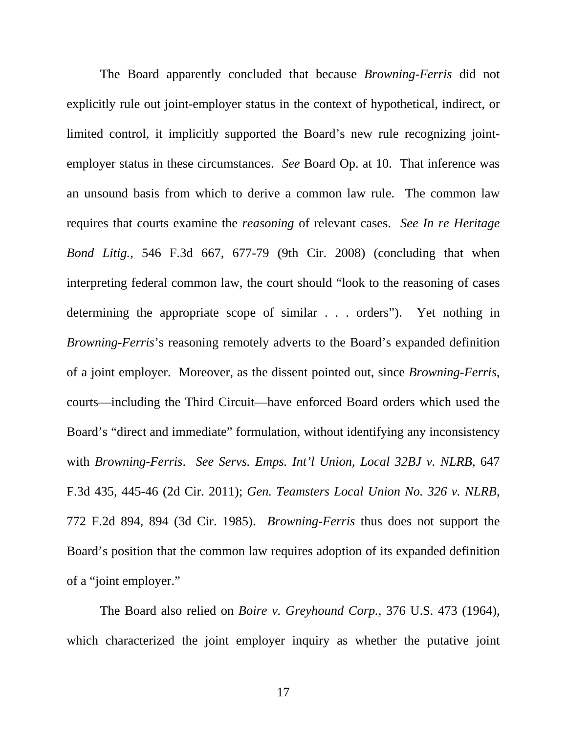The Board apparently concluded that because *Browning-Ferris* did not explicitly rule out joint-employer status in the context of hypothetical, indirect, or limited control, it implicitly supported the Board's new rule recognizing joint-employer status in these circumstances. *See* Board Op. at 10. That inference was an unsound basis from which to derive a common law rule. The common law requires that courts examine the *reasoning* of relevant cases. *See In re Heritage Bond Litig.*, 546 F.3d 667, 677-79 (9th Cir. 2008) (concluding that when interpreting federal common law, the court should "look to the reasoning of cases determining the appropriate scope of similar . . . orders"). Yet nothing in *Browning-Ferris*'s reasoning remotely adverts to the Board's expanded definition of a joint employer. Moreover, as the dissent pointed out, since *Browning-Ferris*, courts—including the Third Circuit—have enforced Board orders which used the Board's "direct and immediate" formulation, without identifying any inconsistency with *Browning-Ferris*. *See Servs. Emps. Int'l Union, Local 32BJ v. NLRB*, 647 F.3d 435, 445-46 (2d Cir. 2011); *Gen. Teamsters Local Union No. 326 v. NLRB*, 772 F.2d 894, 894 (3d Cir. 1985). *Browning-Ferris* thus does not support the Board's position that the common law requires adoption of its expanded definition of a "joint employer."

The Board also relied on *Boire v. Greyhound Corp.*, 376 U.S. 473 (1964), which characterized the joint employer inquiry as whether the putative joint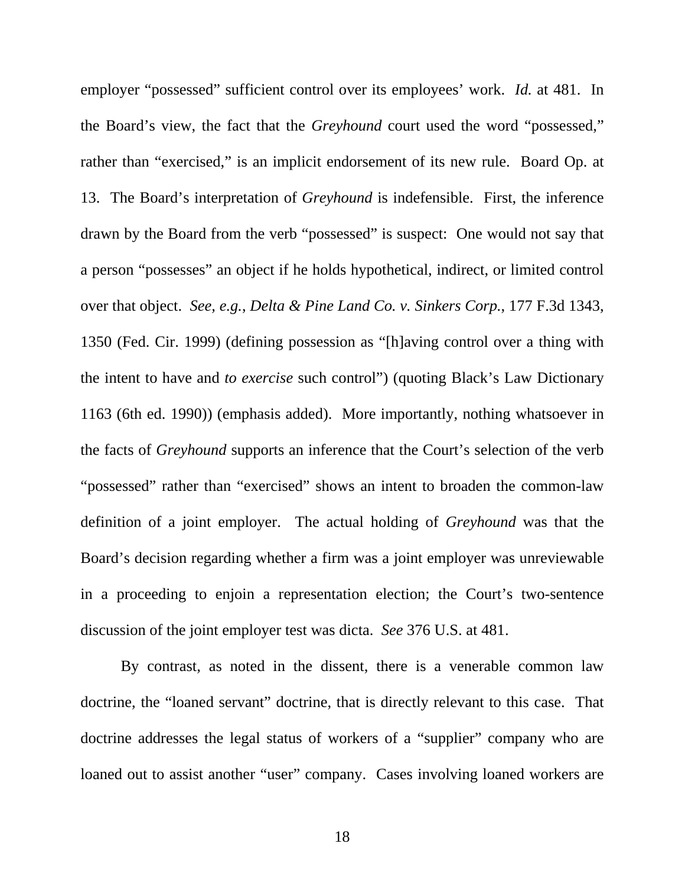employer "possessed" sufficient control over its employees' work. *Id.* at 481. In the Board's view, the fact that the *Greyhound* court used the word "possessed," rather than "exercised," is an implicit endorsement of its new rule. Board Op. at 13. The Board's interpretation of *Greyhound* is indefensible. First, the inference drawn by the Board from the verb "possessed" is suspect: One would not say that a person "possesses" an object if he holds hypothetical, indirect, or limited control over that object. *See, e.g.*, *Delta & Pine Land Co. v. Sinkers Corp.*, 177 F.3d 1343, 1350 (Fed. Cir. 1999) (defining possession as "[h]aving control over a thing with the intent to have and *to exercise* such control") (quoting Black's Law Dictionary 1163 (6th ed. 1990)) (emphasis added). More importantly, nothing whatsoever in the facts of *Greyhound* supports an inference that the Court's selection of the verb "possessed" rather than "exercised" shows an intent to broaden the common-law definition of a joint employer. The actual holding of *Greyhound* was that the Board's decision regarding whether a firm was a joint employer was unreviewable in a proceeding to enjoin a representation election; the Court's two-sentence discussion of the joint employer test was dicta. *See* 376 U.S. at 481.

By contrast, as noted in the dissent, there is a venerable common law doctrine, the "loaned servant" doctrine, that is directly relevant to this case. That doctrine addresses the legal status of workers of a "supplier" company who are loaned out to assist another "user" company. Cases involving loaned workers are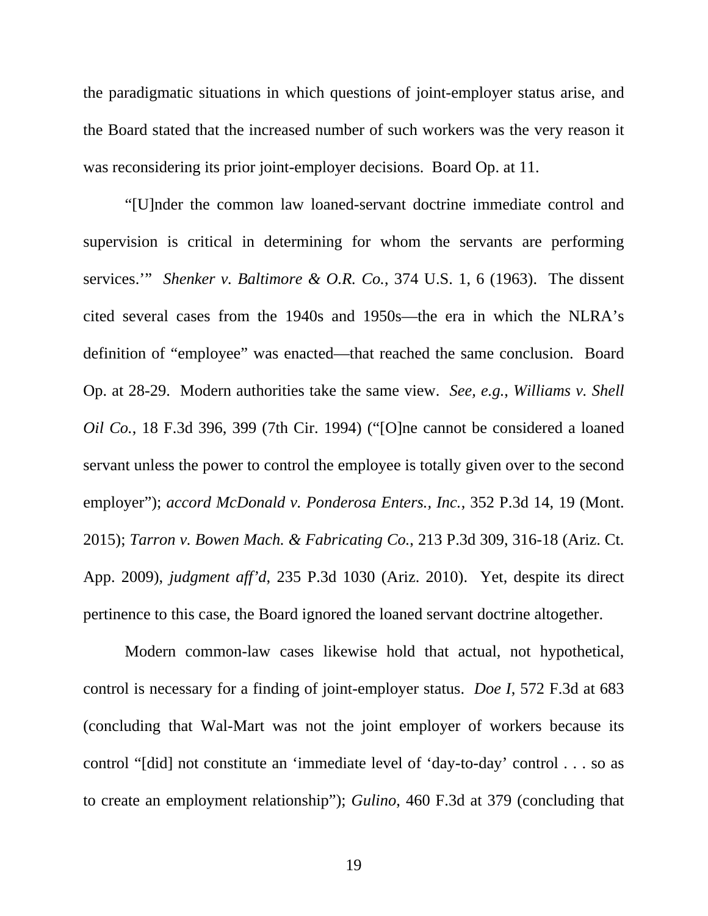the paradigmatic situations in which questions of joint-employer status arise, and the Board stated that the increased number of such workers was the very reason it was reconsidering its prior joint-employer decisions. Board Op. at 11.

"[U]nder the common law loaned-servant doctrine immediate control and supervision is critical in determining for whom the servants are performing services.'" *Shenker v. Baltimore & O.R. Co.*, 374 U.S. 1, 6 (1963). The dissent cited several cases from the 1940s and 1950s—the era in which the NLRA's definition of "employee" was enacted—that reached the same conclusion. Board Op. at 28-29. Modern authorities take the same view. *See, e.g.*, *Williams v. Shell Oil Co.*, 18 F.3d 396, 399 (7th Cir. 1994) ("[O]ne cannot be considered a loaned servant unless the power to control the employee is totally given over to the second employer"); *accord McDonald v. Ponderosa Enters., Inc.*, 352 P.3d 14, 19 (Mont. 2015); *Tarron v. Bowen Mach. & Fabricating Co.*, 213 P.3d 309, 316-18 (Ariz. Ct. App. 2009), *judgment aff'd*, 235 P.3d 1030 (Ariz. 2010). Yet, despite its direct pertinence to this case, the Board ignored the loaned servant doctrine altogether.

Modern common-law cases likewise hold that actual, not hypothetical, control is necessary for a finding of joint-employer status. *Doe I*, 572 F.3d at 683 (concluding that Wal-Mart was not the joint employer of workers because its control "[did] not constitute an 'immediate level of 'day-to-day' control . . . so as to create an employment relationship"); *Gulino*, 460 F.3d at 379 (concluding that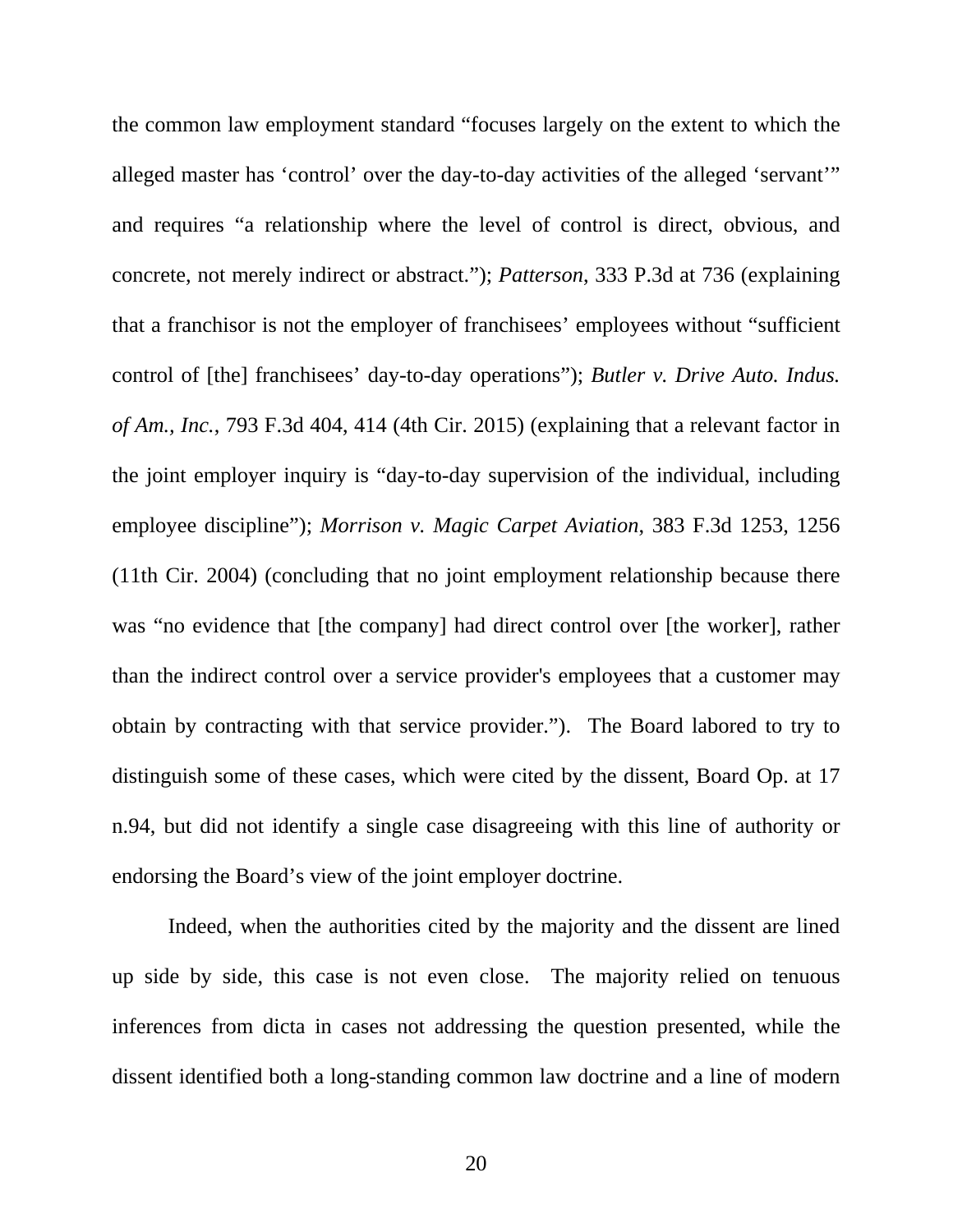the common law employment standard "focuses largely on the extent to which the alleged master has 'control' over the day-to-day activities of the alleged 'servant'" and requires "a relationship where the level of control is direct, obvious, and concrete, not merely indirect or abstract."); *Patterson*, 333 P.3d at 736 (explaining that a franchisor is not the employer of franchisees' employees without "sufficient control of [the] franchisees' day-to-day operations"); *Butler v. Drive Auto. Indus. of Am., Inc.*, 793 F.3d 404, 414 (4th Cir. 2015) (explaining that a relevant factor in the joint employer inquiry is "day-to-day supervision of the individual, including employee discipline"); *Morrison v. Magic Carpet Aviation*, 383 F.3d 1253, 1256 (11th Cir. 2004) (concluding that no joint employment relationship because there was "no evidence that [the company] had direct control over [the worker], rather than the indirect control over a service provider's employees that a customer may obtain by contracting with that service provider."). The Board labored to try to distinguish some of these cases, which were cited by the dissent, Board Op. at 17 n.94, but did not identify a single case disagreeing with this line of authority or endorsing the Board's view of the joint employer doctrine.

Indeed, when the authorities cited by the majority and the dissent are lined up side by side, this case is not even close. The majority relied on tenuous inferences from dicta in cases not addressing the question presented, while the dissent identified both a long-standing common law doctrine and a line of modern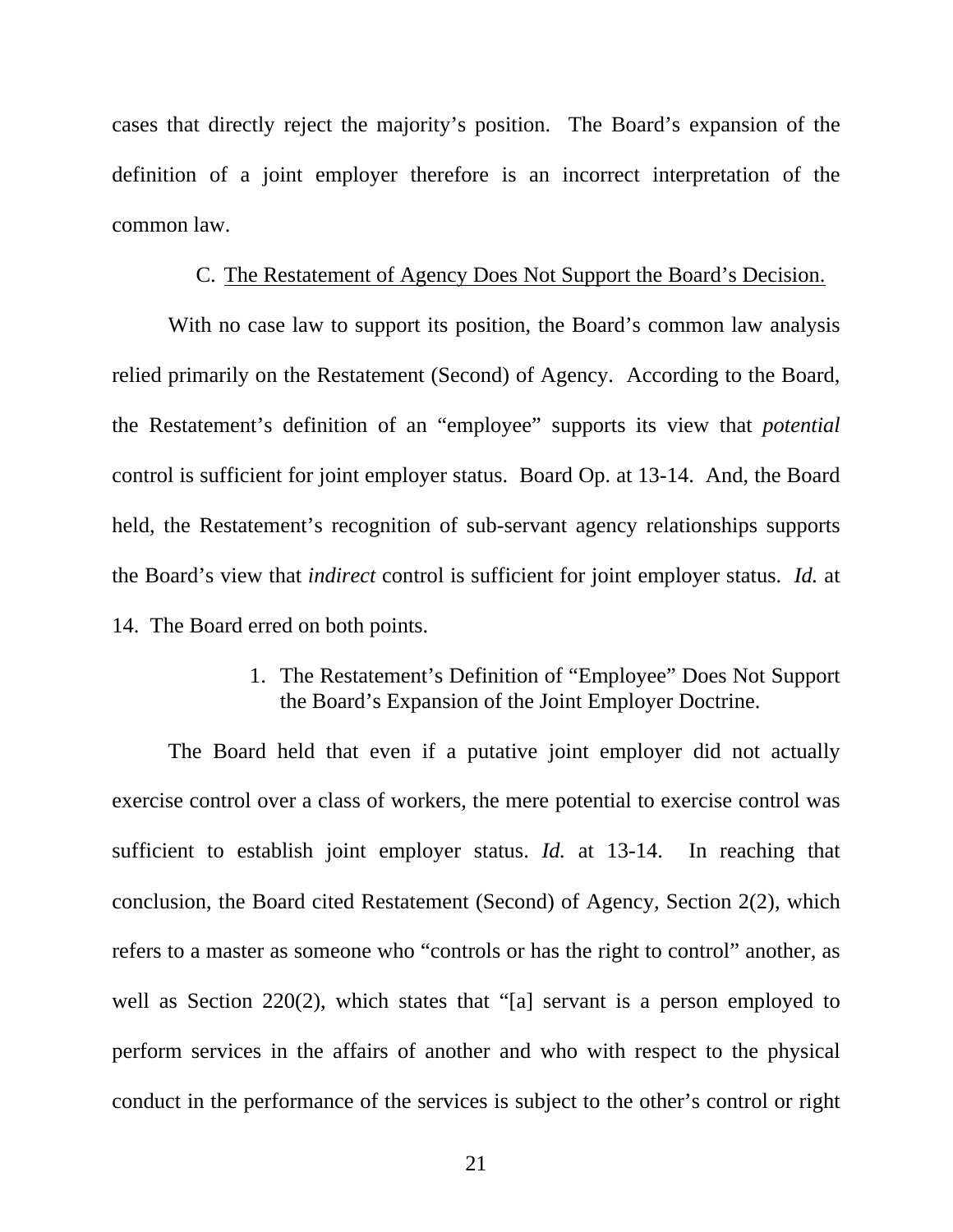cases that directly reject the majority's position. The Board's expansion of the definition of a joint employer therefore is an incorrect interpretation of the common law.

### C. The Restatement of Agency Does Not Support the Board's Decision.

With no case law to support its position, the Board's common law analysis relied primarily on the Restatement (Second) of Agency. According to the Board, the Restatement's definition of an "employee" supports its view that *potential* control is sufficient for joint employer status. Board Op. at 13-14. And, the Board held, the Restatement's recognition of sub-servant agency relationships supports the Board's view that *indirect* control is sufficient for joint employer status. *Id.* at 14. The Board erred on both points.

#### 1. The Restatement's Definition of "Employee" Does Not Support the Board's Expansion of the Joint Employer Doctrine.

The Board held that even if a putative joint employer did not actually exercise control over a class of workers, the mere potential to exercise control was sufficient to establish joint employer status. *Id.* at 13-14. In reaching that conclusion, the Board cited Restatement (Second) of Agency, Section 2(2), which refers to a master as someone who "controls or has the right to control" another, as well as Section 220(2), which states that "[a] servant is a person employed to perform services in the affairs of another and who with respect to the physical conduct in the performance of the services is subject to the other's control or right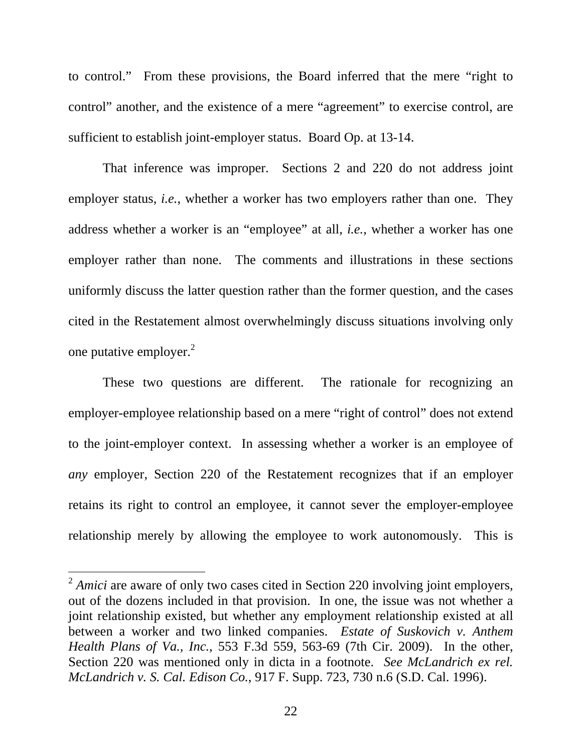to control." From these provisions, the Board inferred that the mere "right to control" another, and the existence of a mere "agreement" to exercise control, are sufficient to establish joint-employer status. Board Op. at 13-14.

That inference was improper. Sections 2 and 220 do not address joint employer status, *i.e.*, whether a worker has two employers rather than one. They address whether a worker is an "employee" at all, *i.e.*, whether a worker has one employer rather than none. The comments and illustrations in these sections uniformly discuss the latter question rather than the former question, and the cases cited in the Restatement almost overwhelmingly discuss situations involving only one putative employer.[2]

These two questions are different. The rationale for recognizing an employer-employee relationship based on a mere "right of control" does not extend to the joint-employer context. In assessing whether a worker is an employee of *any* employer, Section 220 of the Restatement recognizes that if an employer retains its right to control an employee, it cannot sever the employer-employee relationship merely by allowing the employee to work autonomously. This is

---

[2] *Amici* are aware of only two cases cited in Section 220 involving joint employers, out of the dozens included in that provision. In one, the issue was not whether a joint relationship existed, but whether any employment relationship existed at all between a worker and two linked companies. *Estate of Suskovich v. Anthem Health Plans of Va., Inc.*, 553 F.3d 559, 563-69 (7th Cir. 2009). In the other, Section 220 was mentioned only in dicta in a footnote. *See McLandrich ex rel. McLandrich v. S. Cal. Edison Co.*, 917 F. Supp. 723, 730 n.6 (S.D. Cal. 1996).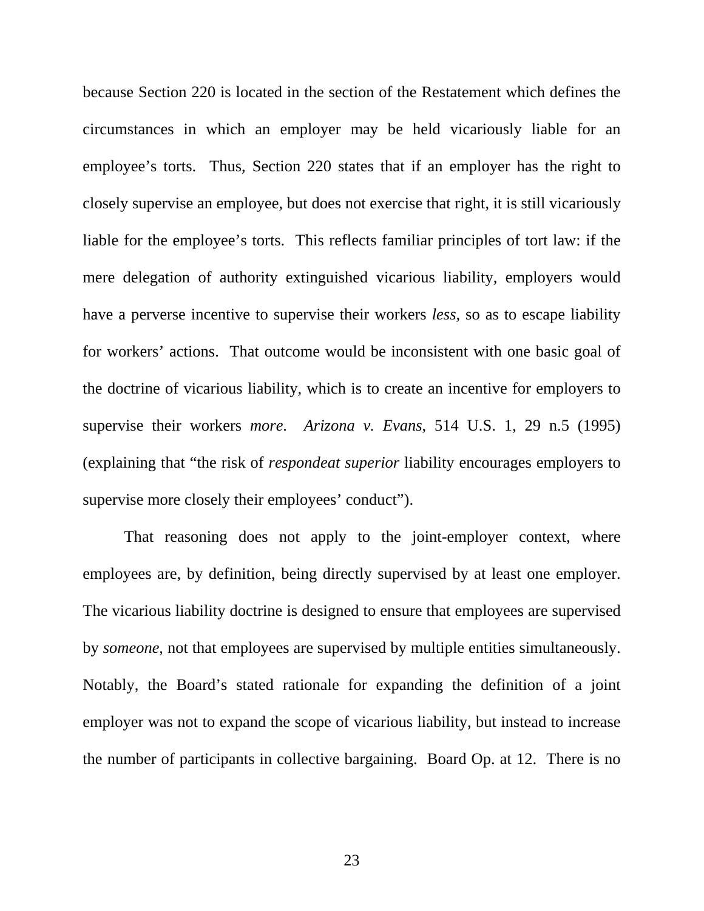because Section 220 is located in the section of the Restatement which defines the circumstances in which an employer may be held vicariously liable for an employee's torts. Thus, Section 220 states that if an employer has the right to closely supervise an employee, but does not exercise that right, it is still vicariously liable for the employee's torts. This reflects familiar principles of tort law: if the mere delegation of authority extinguished vicarious liability, employers would have a perverse incentive to supervise their workers *less*, so as to escape liability for workers' actions. That outcome would be inconsistent with one basic goal of the doctrine of vicarious liability, which is to create an incentive for employers to supervise their workers *more*. *Arizona v. Evans*, 514 U.S. 1, 29 n.5 (1995) (explaining that "the risk of *respondeat superior* liability encourages employers to supervise more closely their employees' conduct").

That reasoning does not apply to the joint-employer context, where employees are, by definition, being directly supervised by at least one employer. The vicarious liability doctrine is designed to ensure that employees are supervised by *someone*, not that employees are supervised by multiple entities simultaneously. Notably, the Board's stated rationale for expanding the definition of a joint employer was not to expand the scope of vicarious liability, but instead to increase the number of participants in collective bargaining. Board Op. at 12. There is no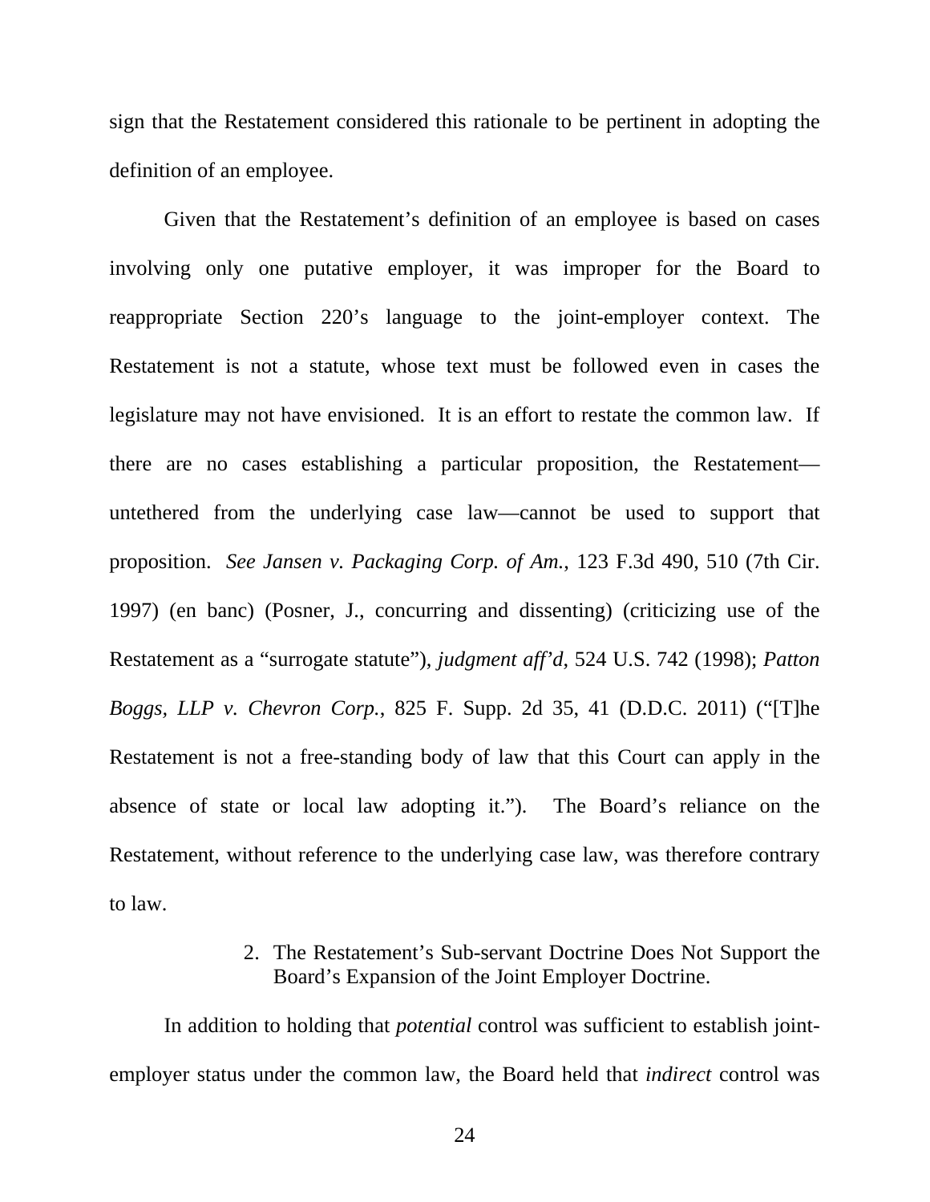sign that the Restatement considered this rationale to be pertinent in adopting the definition of an employee.

Given that the Restatement's definition of an employee is based on cases involving only one putative employer, it was improper for the Board to reappropriate Section 220's language to the joint-employer context. The Restatement is not a statute, whose text must be followed even in cases the legislature may not have envisioned. It is an effort to restate the common law. If there are no cases establishing a particular proposition, the Restatement—untethered from the underlying case law—cannot be used to support that proposition. *See Jansen v. Packaging Corp. of Am.*, 123 F.3d 490, 510 (7th Cir. 1997) (en banc) (Posner, J., concurring and dissenting) (criticizing use of the Restatement as a "surrogate statute"), *judgment aff'd*, 524 U.S. 742 (1998); *Patton Boggs, LLP v. Chevron Corp.*, 825 F. Supp. 2d 35, 41 (D.D.C. 2011) ("[T]he Restatement is not a free-standing body of law that this Court can apply in the absence of state or local law adopting it."). The Board's reliance on the Restatement, without reference to the underlying case law, was therefore contrary to law.

2. The Restatement's Sub-servant Doctrine Does Not Support the Board's Expansion of the Joint Employer Doctrine.

In addition to holding that *potential* control was sufficient to establish joint-employer status under the common law, the Board held that *indirect* control was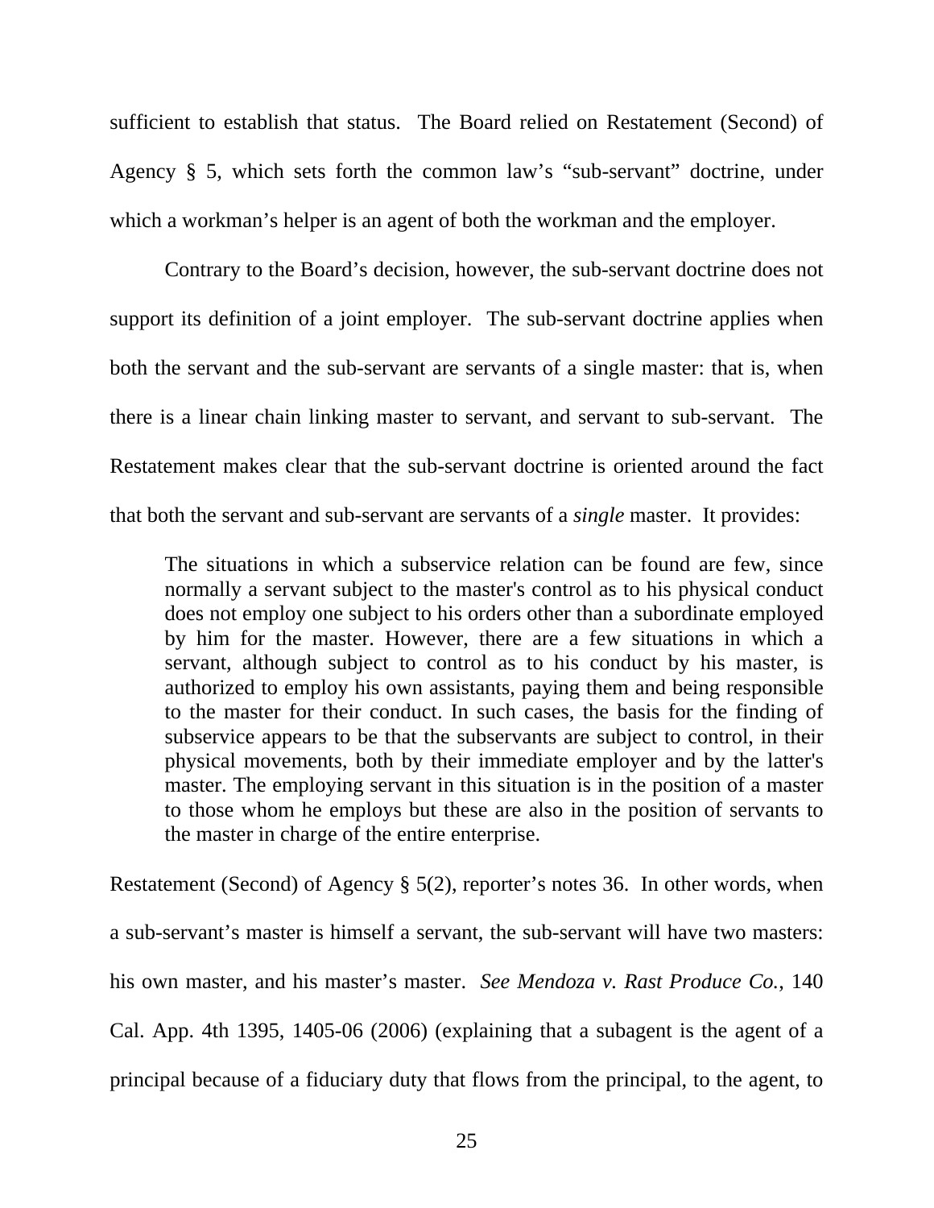sufficient to establish that status. The Board relied on Restatement (Second) of Agency § 5, which sets forth the common law's "sub-servant" doctrine, under which a workman's helper is an agent of both the workman and the employer.

Contrary to the Board's decision, however, the sub-servant doctrine does not support its definition of a joint employer. The sub-servant doctrine applies when both the servant and the sub-servant are servants of a single master: that is, when there is a linear chain linking master to servant, and servant to sub-servant. The Restatement makes clear that the sub-servant doctrine is oriented around the fact that both the servant and sub-servant are servants of a *single* master. It provides:

> The situations in which a subservice relation can be found are few, since normally a servant subject to the master's control as to his physical conduct does not employ one subject to his orders other than a subordinate employed by him for the master. However, there are a few situations in which a servant, although subject to control as to his conduct by his master, is authorized to employ his own assistants, paying them and being responsible to the master for their conduct. In such cases, the basis for the finding of subservice appears to be that the subservants are subject to control, in their physical movements, both by their immediate employer and by the latter's master. The employing servant in this situation is in the position of a master to those whom he employs but these are also in the position of servants to the master in charge of the entire enterprise.

Restatement (Second) of Agency § 5(2), reporter's notes 36. In other words, when a sub-servant's master is himself a servant, the sub-servant will have two masters: his own master, and his master's master. *See Mendoza v. Rast Produce Co.*, 140 Cal. App. 4th 1395, 1405-06 (2006) (explaining that a subagent is the agent of a principal because of a fiduciary duty that flows from the principal, to the agent, to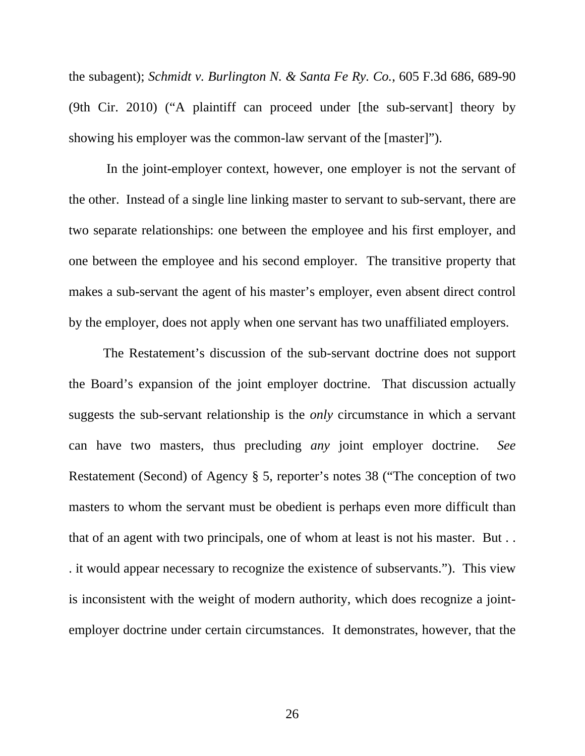the subagent); *Schmidt v. Burlington N. & Santa Fe Ry. Co.*, 605 F.3d 686, 689-90 (9th Cir. 2010) ("A plaintiff can proceed under [the sub-servant] theory by showing his employer was the common-law servant of the [master]").

In the joint-employer context, however, one employer is not the servant of the other. Instead of a single line linking master to servant to sub-servant, there are two separate relationships: one between the employee and his first employer, and one between the employee and his second employer. The transitive property that makes a sub-servant the agent of his master's employer, even absent direct control by the employer, does not apply when one servant has two unaffiliated employers.

The Restatement's discussion of the sub-servant doctrine does not support the Board's expansion of the joint employer doctrine. That discussion actually suggests the sub-servant relationship is the *only* circumstance in which a servant can have two masters, thus precluding *any* joint employer doctrine. *See* Restatement (Second) of Agency § 5, reporter's notes 38 ("The conception of two masters to whom the servant must be obedient is perhaps even more difficult than that of an agent with two principals, one of whom at least is not his master. But . . . it would appear necessary to recognize the existence of subservants."). This view is inconsistent with the weight of modern authority, which does recognize a joint-employer doctrine under certain circumstances. It demonstrates, however, that the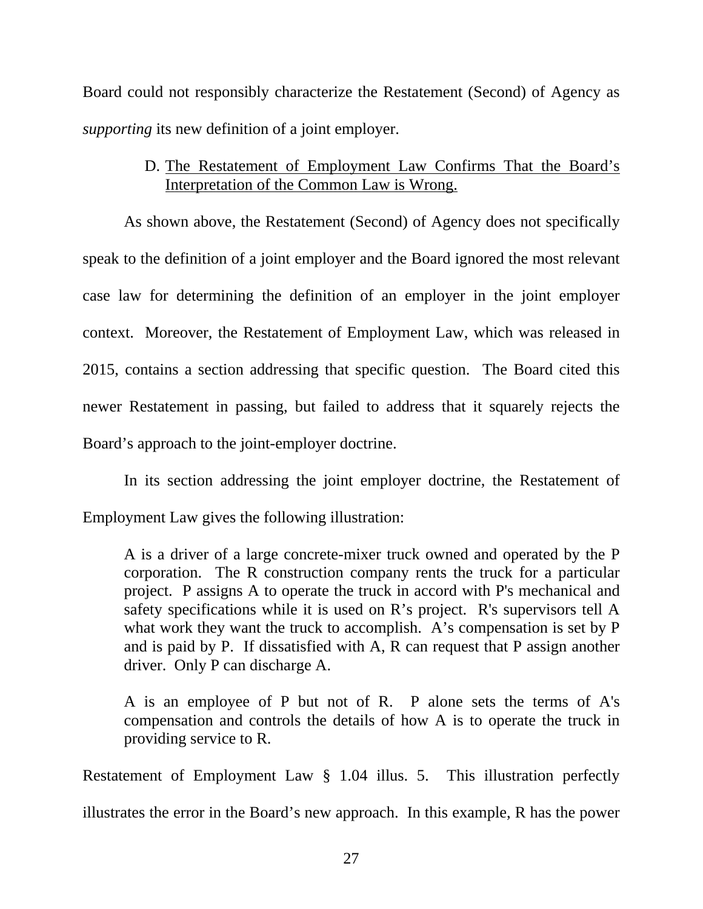Board could not responsibly characterize the Restatement (Second) of Agency as *supporting* its new definition of a joint employer.

### D. The Restatement of Employment Law Confirms That the Board's Interpretation of the Common Law is Wrong.

As shown above, the Restatement (Second) of Agency does not specifically speak to the definition of a joint employer and the Board ignored the most relevant case law for determining the definition of an employer in the joint employer context. Moreover, the Restatement of Employment Law, which was released in 2015, contains a section addressing that specific question. The Board cited this newer Restatement in passing, but failed to address that it squarely rejects the Board's approach to the joint-employer doctrine.

In its section addressing the joint employer doctrine, the Restatement of Employment Law gives the following illustration:

> A is a driver of a large concrete-mixer truck owned and operated by the P corporation. The R construction company rents the truck for a particular project. P assigns A to operate the truck in accord with P's mechanical and safety specifications while it is used on R's project. R's supervisors tell A what work they want the truck to accomplish. A's compensation is set by P and is paid by P. If dissatisfied with A, R can request that P assign another driver. Only P can discharge A.
>
> A is an employee of P but not of R. P alone sets the terms of A's compensation and controls the details of how A is to operate the truck in providing service to R.

Restatement of Employment Law § 1.04 illus. 5. This illustration perfectly illustrates the error in the Board's new approach. In this example, R has the power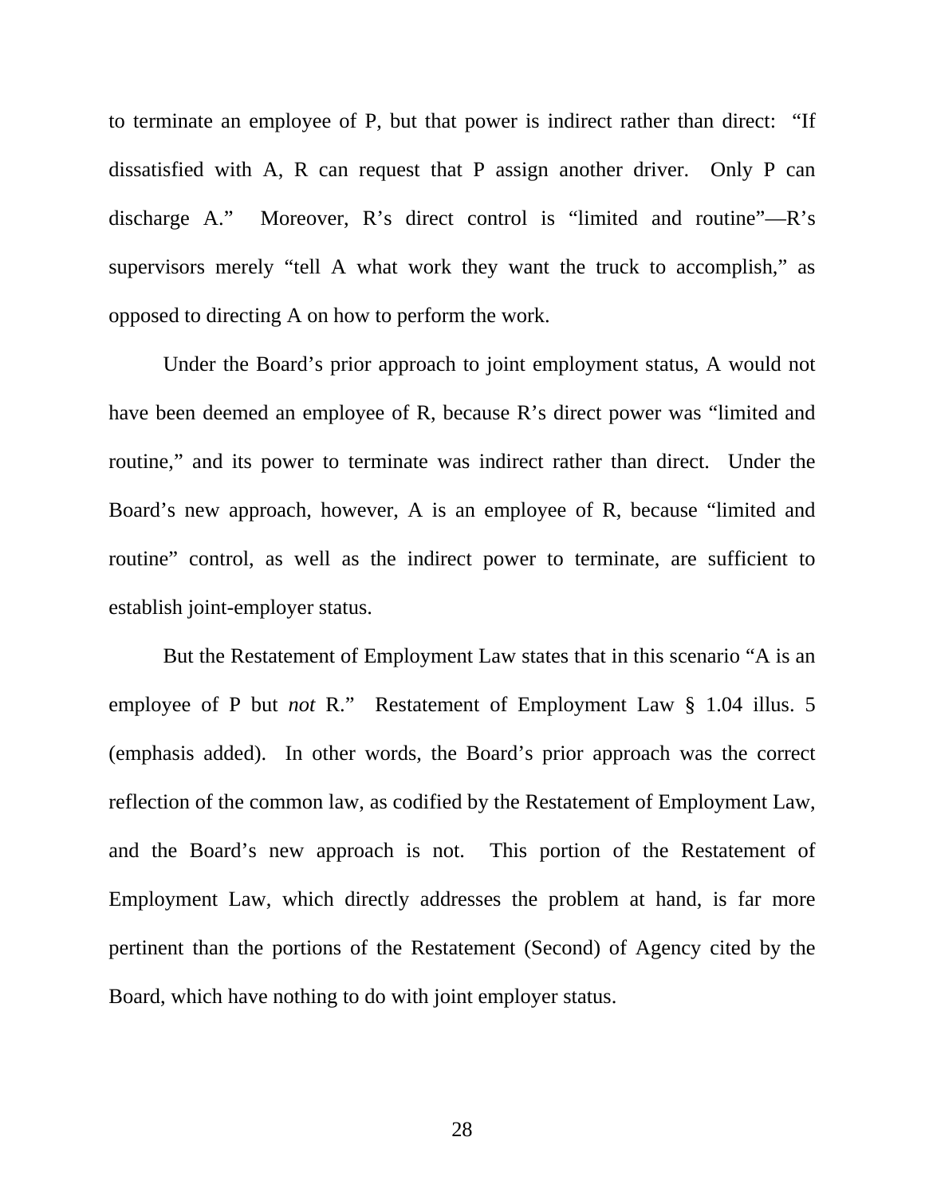to terminate an employee of P, but that power is indirect rather than direct: "If dissatisfied with A, R can request that P assign another driver. Only P can discharge A." Moreover, R's direct control is "limited and routine"—R's supervisors merely "tell A what work they want the truck to accomplish," as opposed to directing A on how to perform the work.

Under the Board's prior approach to joint employment status, A would not have been deemed an employee of R, because R's direct power was "limited and routine," and its power to terminate was indirect rather than direct. Under the Board's new approach, however, A is an employee of R, because "limited and routine" control, as well as the indirect power to terminate, are sufficient to establish joint-employer status.

But the Restatement of Employment Law states that in this scenario "A is an employee of P but *not* R." Restatement of Employment Law § 1.04 illus. 5 (emphasis added). In other words, the Board's prior approach was the correct reflection of the common law, as codified by the Restatement of Employment Law, and the Board's new approach is not. This portion of the Restatement of Employment Law, which directly addresses the problem at hand, is far more pertinent than the portions of the Restatement (Second) of Agency cited by the Board, which have nothing to do with joint employer status.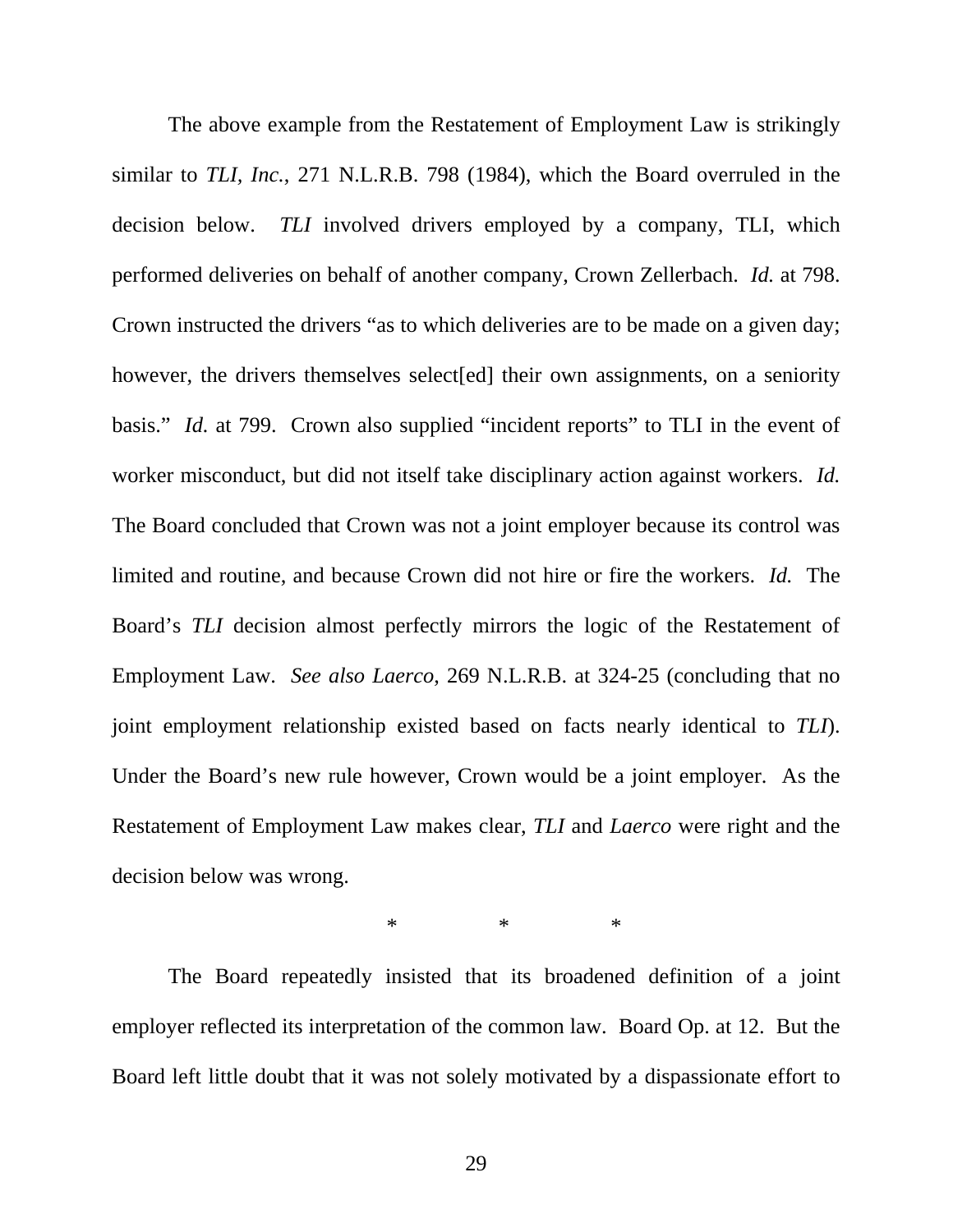The above example from the Restatement of Employment Law is strikingly similar to *TLI, Inc.*, 271 N.L.R.B. 798 (1984), which the Board overruled in the decision below. *TLI* involved drivers employed by a company, TLI, which performed deliveries on behalf of another company, Crown Zellerbach. *Id.* at 798. Crown instructed the drivers "as to which deliveries are to be made on a given day; however, the drivers themselves select[ed] their own assignments, on a seniority basis." *Id.* at 799. Crown also supplied "incident reports" to TLI in the event of worker misconduct, but did not itself take disciplinary action against workers. *Id.* The Board concluded that Crown was not a joint employer because its control was limited and routine, and because Crown did not hire or fire the workers. *Id.* The Board's *TLI* decision almost perfectly mirrors the logic of the Restatement of Employment Law. *See also Laerco*, 269 N.L.R.B. at 324-25 (concluding that no joint employment relationship existed based on facts nearly identical to *TLI*). Under the Board's new rule however, Crown would be a joint employer. As the Restatement of Employment Law makes clear, *TLI* and *Laerco* were right and the decision below was wrong.

\* \* \*

The Board repeatedly insisted that its broadened definition of a joint employer reflected its interpretation of the common law. Board Op. at 12. But the Board left little doubt that it was not solely motivated by a dispassionate effort to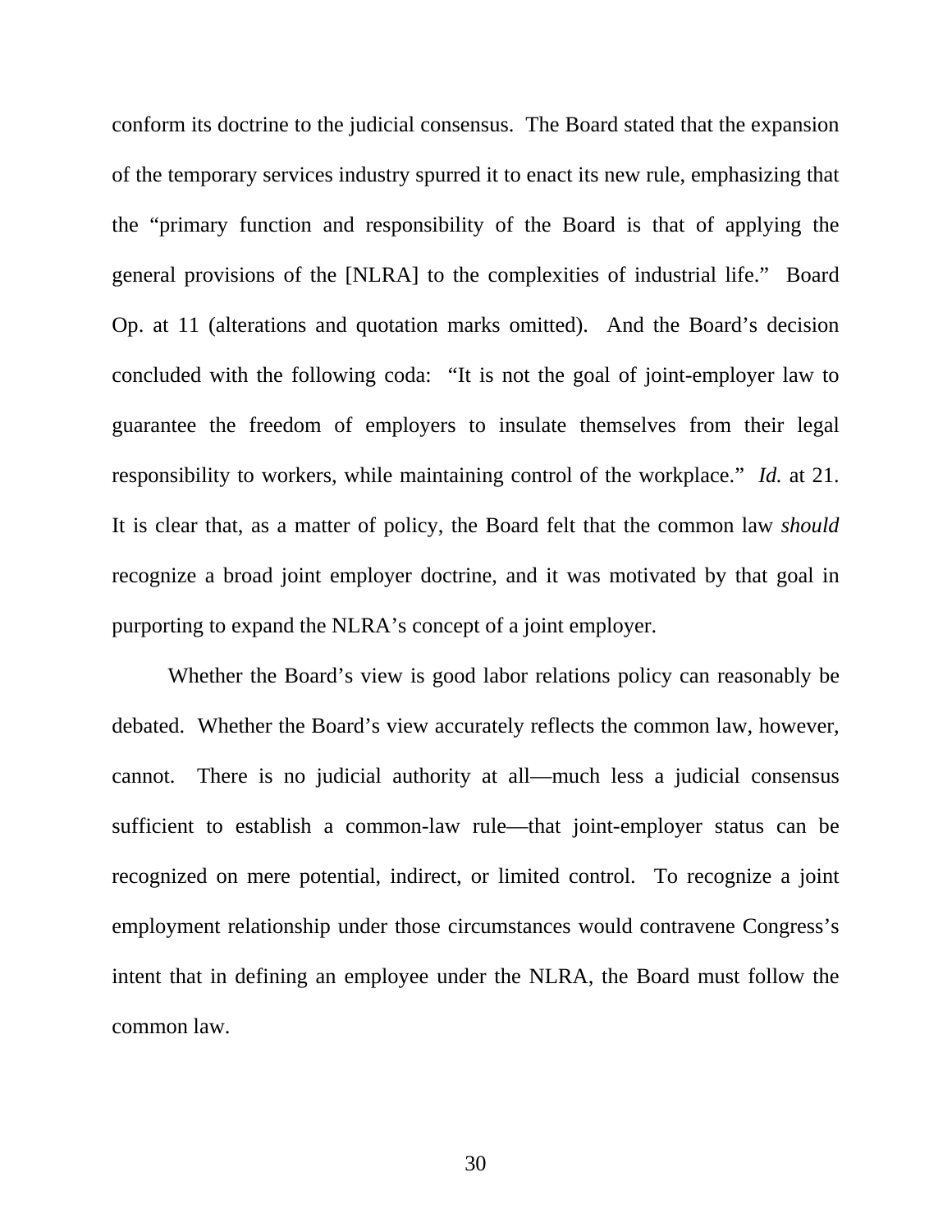conform its doctrine to the judicial consensus. The Board stated that the expansion of the temporary services industry spurred it to enact its new rule, emphasizing that the "primary function and responsibility of the Board is that of applying the general provisions of the [NLRA] to the complexities of industrial life." Board Op. at 11 (alterations and quotation marks omitted). And the Board's decision concluded with the following coda: "It is not the goal of joint-employer law to guarantee the freedom of employers to insulate themselves from their legal responsibility to workers, while maintaining control of the workplace." *Id.* at 21. It is clear that, as a matter of policy, the Board felt that the common law *should* recognize a broad joint employer doctrine, and it was motivated by that goal in purporting to expand the NLRA's concept of a joint employer.

Whether the Board's view is good labor relations policy can reasonably be debated. Whether the Board's view accurately reflects the common law, however, cannot. There is no judicial authority at all—much less a judicial consensus sufficient to establish a common-law rule—that joint-employer status can be recognized on mere potential, indirect, or limited control. To recognize a joint employment relationship under those circumstances would contravene Congress's intent that in defining an employee under the NLRA, the Board must follow the common law.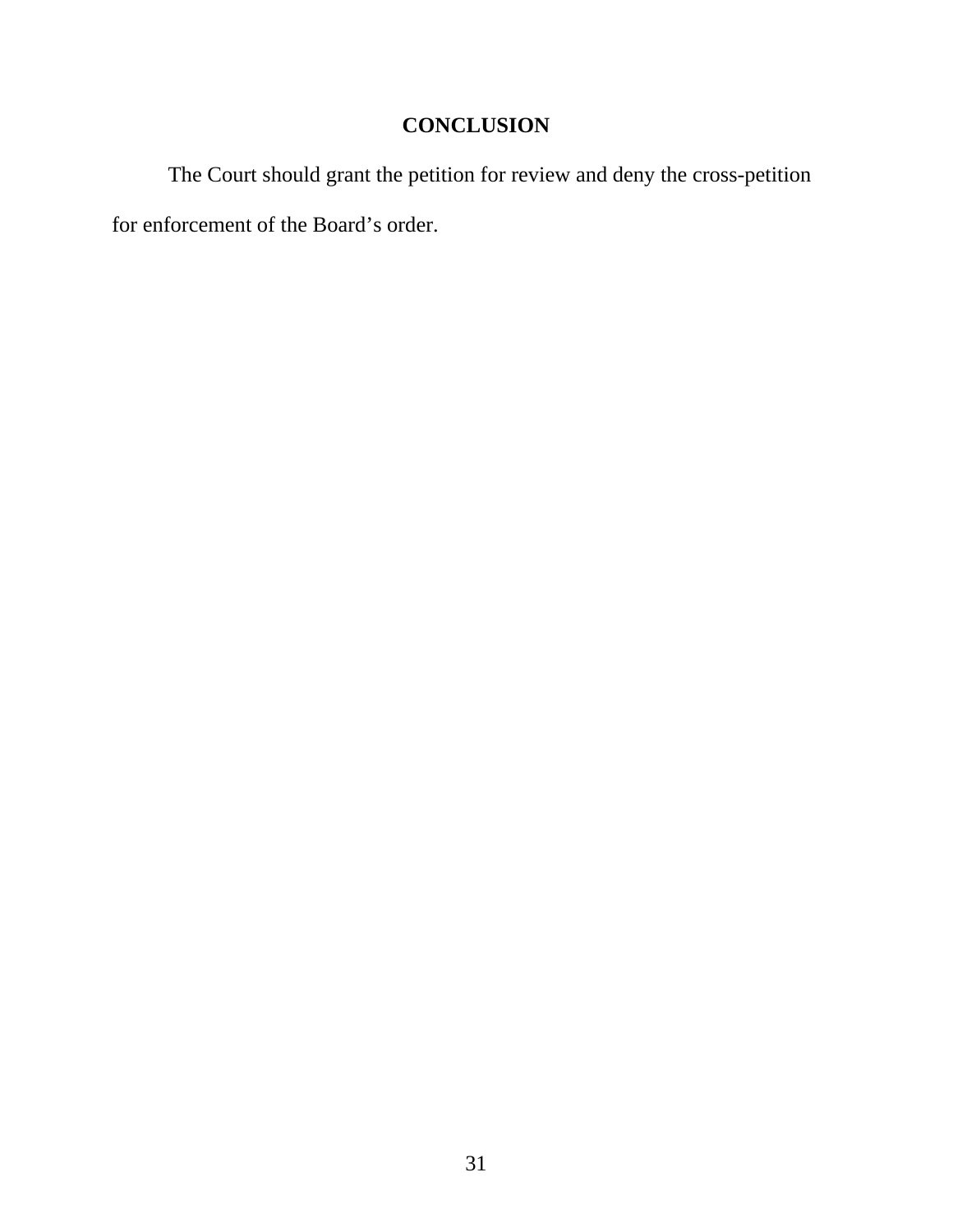## CONCLUSION

The Court should grant the petition for review and deny the cross-petition for enforcement of the Board's order.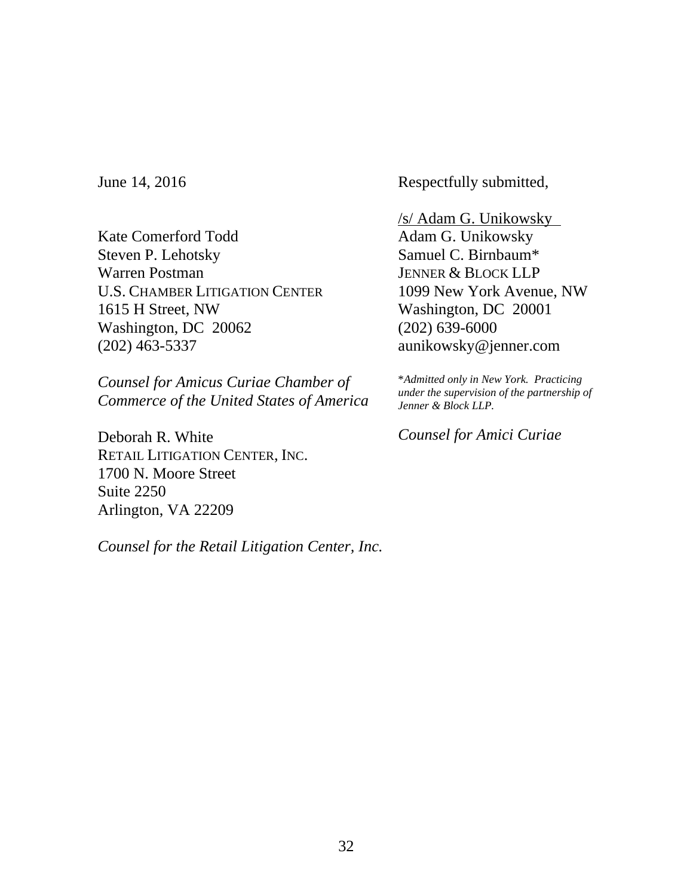June 14, 2016

Respectfully submitted,

/s/ Adam G. Unikowsky
Adam G. Unikowsky
Samuel C. Birnbaum*
JENNER & BLOCK LLP
1099 New York Avenue, NW
Washington, DC 20001
(202) 639-6000
aunikowsky@jenner.com

*\*Admitted only in New York. Practicing under the supervision of the partnership of Jenner & Block LLP.*

*Counsel for Amici Curiae*

Kate Comerford Todd
Steven P. Lehotsky
Warren Postman
U.S. CHAMBER LITIGATION CENTER
1615 H Street, NW
Washington, DC 20062
(202) 463-5337

*Counsel for Amicus Curiae Chamber of Commerce of the United States of America*

Deborah R. White
RETAIL LITIGATION CENTER, INC.
1700 N. Moore Street
Suite 2250
Arlington, VA 22209

*Counsel for the Retail Litigation Center, Inc.*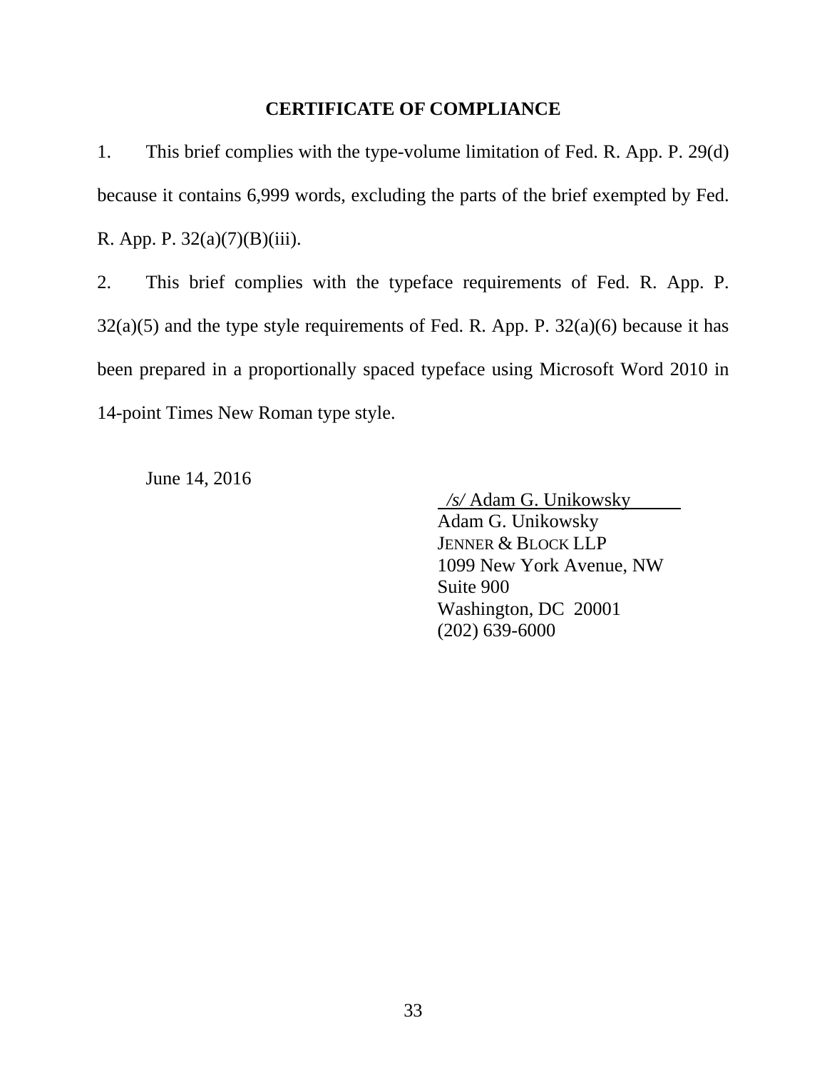## CERTIFICATE OF COMPLIANCE

1. This brief complies with the type-volume limitation of Fed. R. App. P. 29(d) because it contains 6,999 words, excluding the parts of the brief exempted by Fed. R. App. P. 32(a)(7)(B)(iii).

2. This brief complies with the typeface requirements of Fed. R. App. P. 32(a)(5) and the type style requirements of Fed. R. App. P. 32(a)(6) because it has been prepared in a proportionally spaced typeface using Microsoft Word 2010 in 14-point Times New Roman type style.

June 14, 2016

*/s/* Adam G. Unikowsky
Adam G. Unikowsky
JENNER & BLOCK LLP
1099 New York Avenue, NW
Suite 900
Washington, DC 20001
(202) 639-6000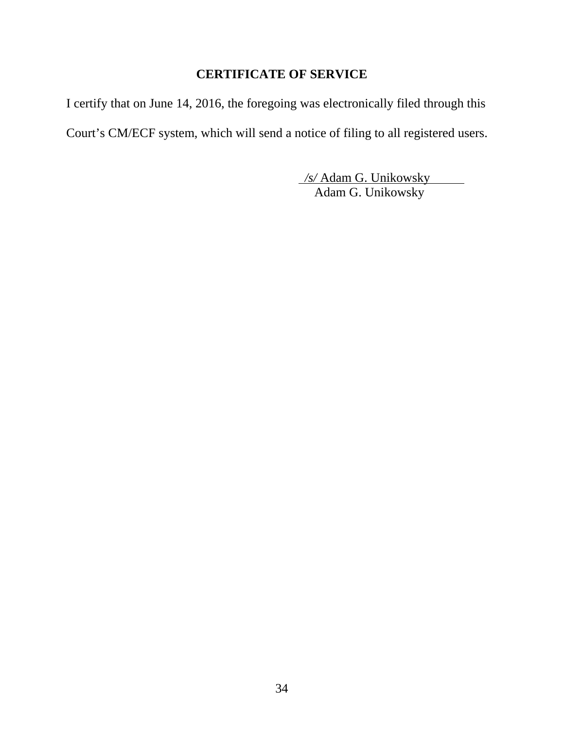## CERTIFICATE OF SERVICE

I certify that on June 14, 2016, the foregoing was electronically filed through this Court's CM/ECF system, which will send a notice of filing to all registered users.

*/s/* Adam G. Unikowsky
Adam G. Unikowsky